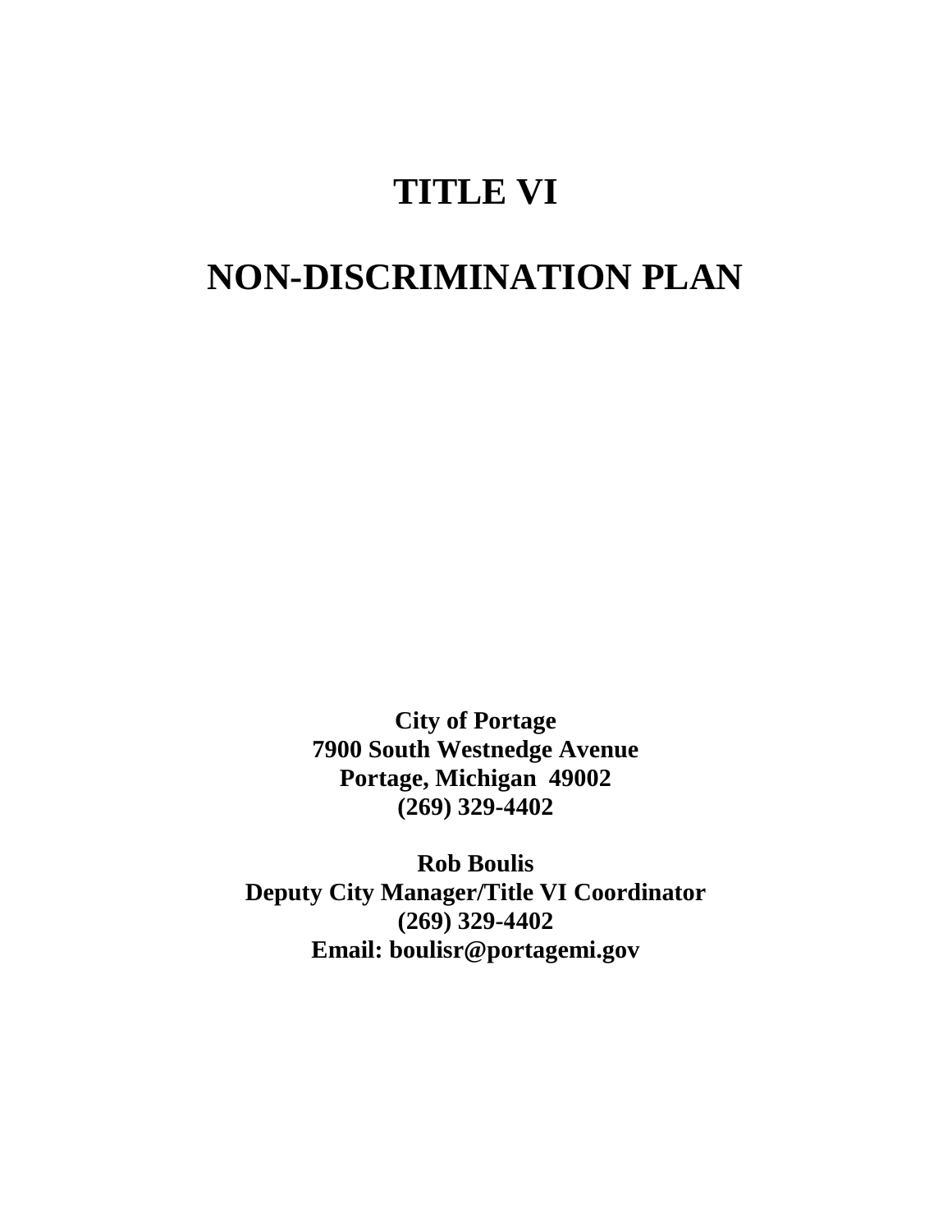# TITLE VI

# NON-DISCRIMINATION PLAN

**City of Portage**
**7900 South Westnedge Avenue**
**Portage, Michigan 49002**
**(269) 329-4402**

**Rob Boulis**
**Deputy City Manager/Title VI Coordinator**
**(269) 329-4402**
**Email: boulisr@portagemi.gov**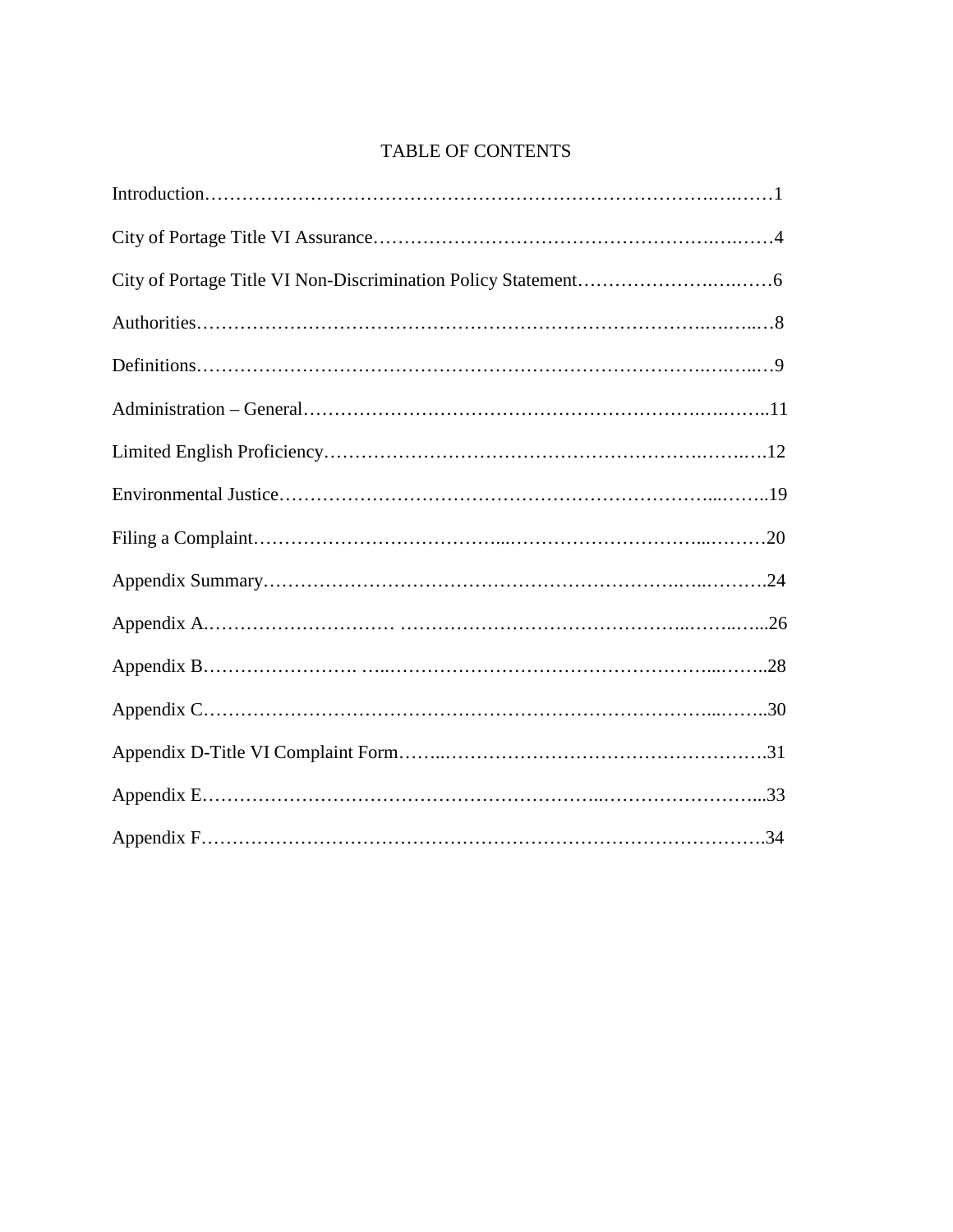# TABLE OF CONTENTS

Introduction……………………………………………………………………………1

City of Portage Title VI Assurance………………………………………………………4

City of Portage Title VI Non-Discrimination Policy Statement…………………………6

Authorities………………………………………………………………………………8

Definitions………………………………………………………………………………9

Administration – General………………………………………………………………11

Limited English Proficiency……………………………………………………………12

Environmental Justice…………………………………………………………………19

Filing a Complaint………………………………………………………………………20

Appendix Summary……………………………………………………………………24

Appendix A……………………………………………………………………………26

Appendix B……………………………………………………………………………28

Appendix C……………………………………………………………………………30

Appendix D-Title VI Complaint Form…………………………………………………31

Appendix E……………………………………………………………………………33

Appendix F……………………………………………………………………………34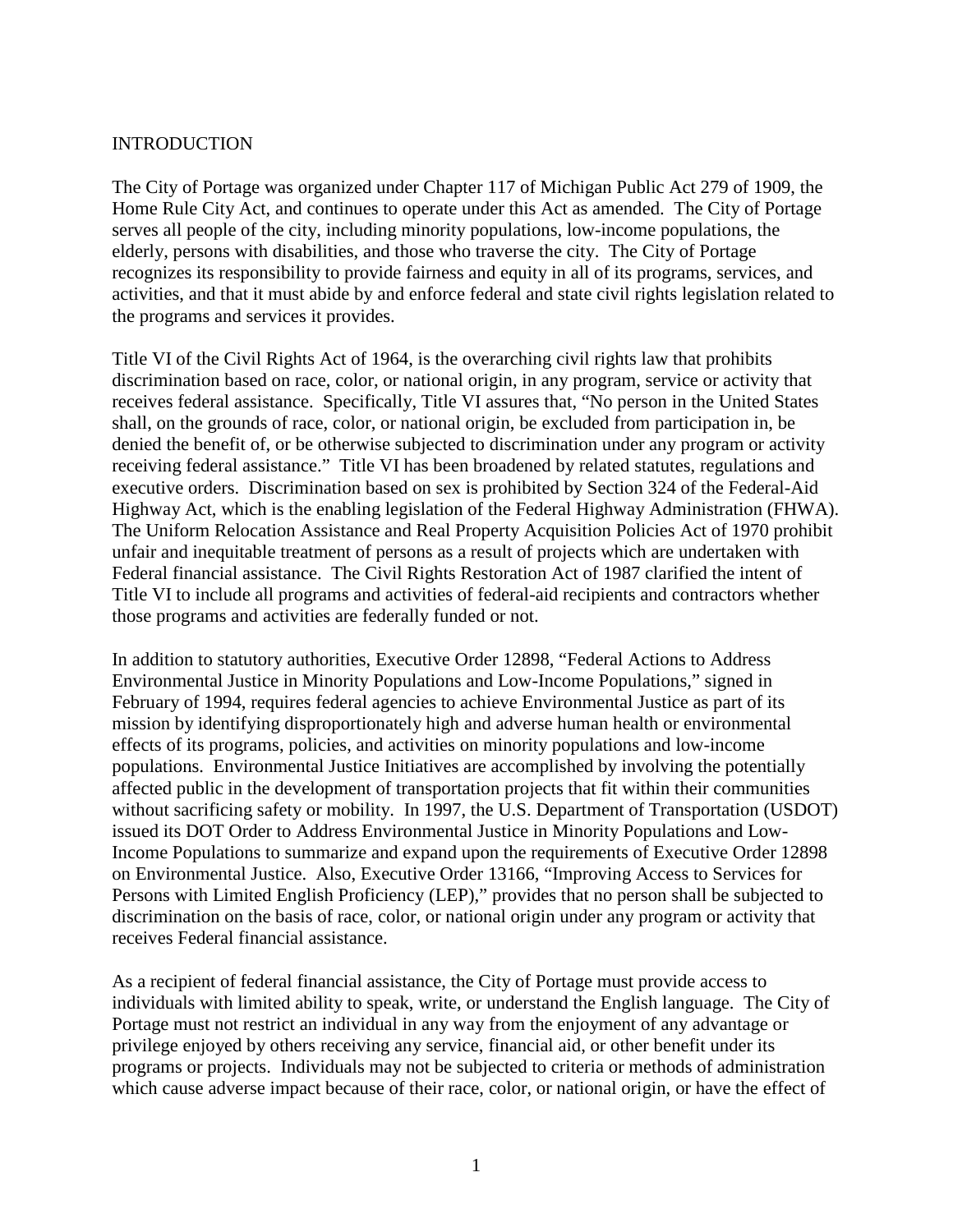# INTRODUCTION

The City of Portage was organized under Chapter 117 of Michigan Public Act 279 of 1909, the Home Rule City Act, and continues to operate under this Act as amended. The City of Portage serves all people of the city, including minority populations, low-income populations, the elderly, persons with disabilities, and those who traverse the city. The City of Portage recognizes its responsibility to provide fairness and equity in all of its programs, services, and activities, and that it must abide by and enforce federal and state civil rights legislation related to the programs and services it provides.

Title VI of the Civil Rights Act of 1964, is the overarching civil rights law that prohibits discrimination based on race, color, or national origin, in any program, service or activity that receives federal assistance. Specifically, Title VI assures that, "No person in the United States shall, on the grounds of race, color, or national origin, be excluded from participation in, be denied the benefit of, or be otherwise subjected to discrimination under any program or activity receiving federal assistance." Title VI has been broadened by related statutes, regulations and executive orders. Discrimination based on sex is prohibited by Section 324 of the Federal-Aid Highway Act, which is the enabling legislation of the Federal Highway Administration (FHWA). The Uniform Relocation Assistance and Real Property Acquisition Policies Act of 1970 prohibit unfair and inequitable treatment of persons as a result of projects which are undertaken with Federal financial assistance. The Civil Rights Restoration Act of 1987 clarified the intent of Title VI to include all programs and activities of federal-aid recipients and contractors whether those programs and activities are federally funded or not.

In addition to statutory authorities, Executive Order 12898, "Federal Actions to Address Environmental Justice in Minority Populations and Low-Income Populations," signed in February of 1994, requires federal agencies to achieve Environmental Justice as part of its mission by identifying disproportionately high and adverse human health or environmental effects of its programs, policies, and activities on minority populations and low-income populations. Environmental Justice Initiatives are accomplished by involving the potentially affected public in the development of transportation projects that fit within their communities without sacrificing safety or mobility. In 1997, the U.S. Department of Transportation (USDOT) issued its DOT Order to Address Environmental Justice in Minority Populations and Low-Income Populations to summarize and expand upon the requirements of Executive Order 12898 on Environmental Justice. Also, Executive Order 13166, "Improving Access to Services for Persons with Limited English Proficiency (LEP)," provides that no person shall be subjected to discrimination on the basis of race, color, or national origin under any program or activity that receives Federal financial assistance.

As a recipient of federal financial assistance, the City of Portage must provide access to individuals with limited ability to speak, write, or understand the English language. The City of Portage must not restrict an individual in any way from the enjoyment of any advantage or privilege enjoyed by others receiving any service, financial aid, or other benefit under its programs or projects. Individuals may not be subjected to criteria or methods of administration which cause adverse impact because of their race, color, or national origin, or have the effect of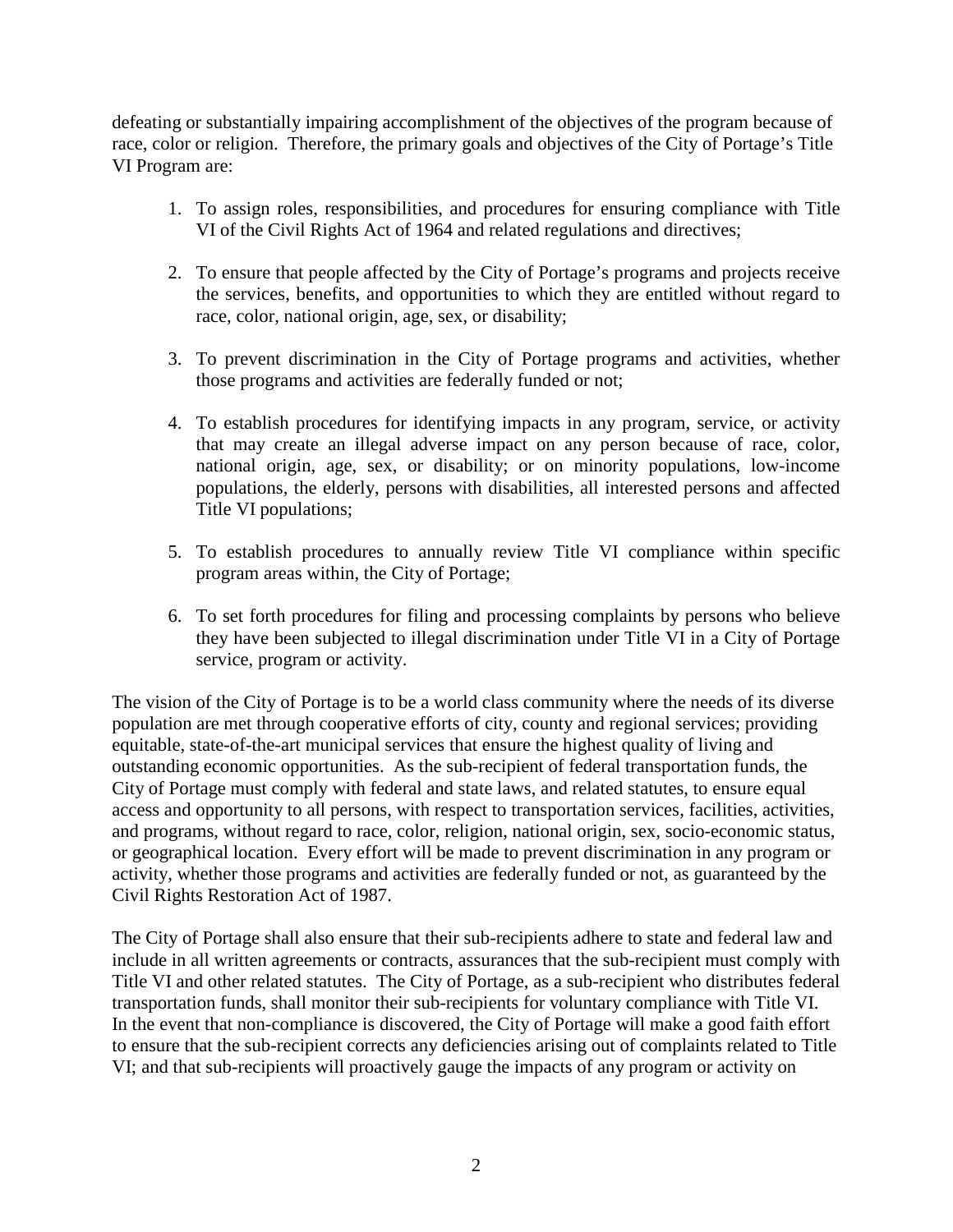defeating or substantially impairing accomplishment of the objectives of the program because of race, color or religion. Therefore, the primary goals and objectives of the City of Portage's Title VI Program are:

1. To assign roles, responsibilities, and procedures for ensuring compliance with Title VI of the Civil Rights Act of 1964 and related regulations and directives;

2. To ensure that people affected by the City of Portage's programs and projects receive the services, benefits, and opportunities to which they are entitled without regard to race, color, national origin, age, sex, or disability;

3. To prevent discrimination in the City of Portage programs and activities, whether those programs and activities are federally funded or not;

4. To establish procedures for identifying impacts in any program, service, or activity that may create an illegal adverse impact on any person because of race, color, national origin, age, sex, or disability; or on minority populations, low-income populations, the elderly, persons with disabilities, all interested persons and affected Title VI populations;

5. To establish procedures to annually review Title VI compliance within specific program areas within, the City of Portage;

6. To set forth procedures for filing and processing complaints by persons who believe they have been subjected to illegal discrimination under Title VI in a City of Portage service, program or activity.

The vision of the City of Portage is to be a world class community where the needs of its diverse population are met through cooperative efforts of city, county and regional services; providing equitable, state-of-the-art municipal services that ensure the highest quality of living and outstanding economic opportunities. As the sub-recipient of federal transportation funds, the City of Portage must comply with federal and state laws, and related statutes, to ensure equal access and opportunity to all persons, with respect to transportation services, facilities, activities, and programs, without regard to race, color, religion, national origin, sex, socio-economic status, or geographical location. Every effort will be made to prevent discrimination in any program or activity, whether those programs and activities are federally funded or not, as guaranteed by the Civil Rights Restoration Act of 1987.

The City of Portage shall also ensure that their sub-recipients adhere to state and federal law and include in all written agreements or contracts, assurances that the sub-recipient must comply with Title VI and other related statutes. The City of Portage, as a sub-recipient who distributes federal transportation funds, shall monitor their sub-recipients for voluntary compliance with Title VI. In the event that non-compliance is discovered, the City of Portage will make a good faith effort to ensure that the sub-recipient corrects any deficiencies arising out of complaints related to Title VI; and that sub-recipients will proactively gauge the impacts of any program or activity on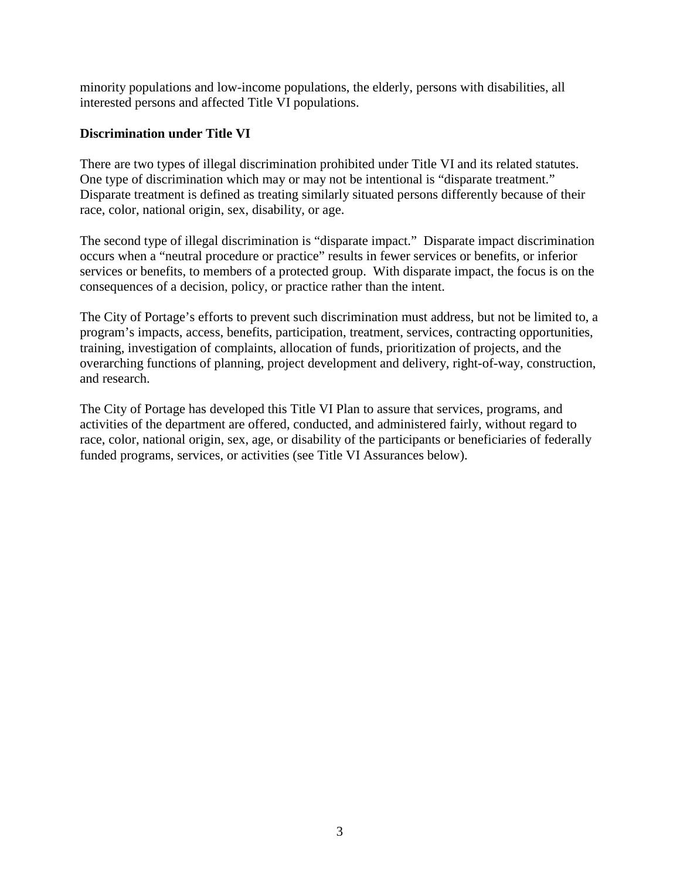minority populations and low-income populations, the elderly, persons with disabilities, all interested persons and affected Title VI populations.

**Discrimination under Title VI**

There are two types of illegal discrimination prohibited under Title VI and its related statutes. One type of discrimination which may or may not be intentional is "disparate treatment." Disparate treatment is defined as treating similarly situated persons differently because of their race, color, national origin, sex, disability, or age.

The second type of illegal discrimination is "disparate impact." Disparate impact discrimination occurs when a "neutral procedure or practice" results in fewer services or benefits, or inferior services or benefits, to members of a protected group. With disparate impact, the focus is on the consequences of a decision, policy, or practice rather than the intent.

The City of Portage's efforts to prevent such discrimination must address, but not be limited to, a program's impacts, access, benefits, participation, treatment, services, contracting opportunities, training, investigation of complaints, allocation of funds, prioritization of projects, and the overarching functions of planning, project development and delivery, right-of-way, construction, and research.

The City of Portage has developed this Title VI Plan to assure that services, programs, and activities of the department are offered, conducted, and administered fairly, without regard to race, color, national origin, sex, age, or disability of the participants or beneficiaries of federally funded programs, services, or activities (see Title VI Assurances below).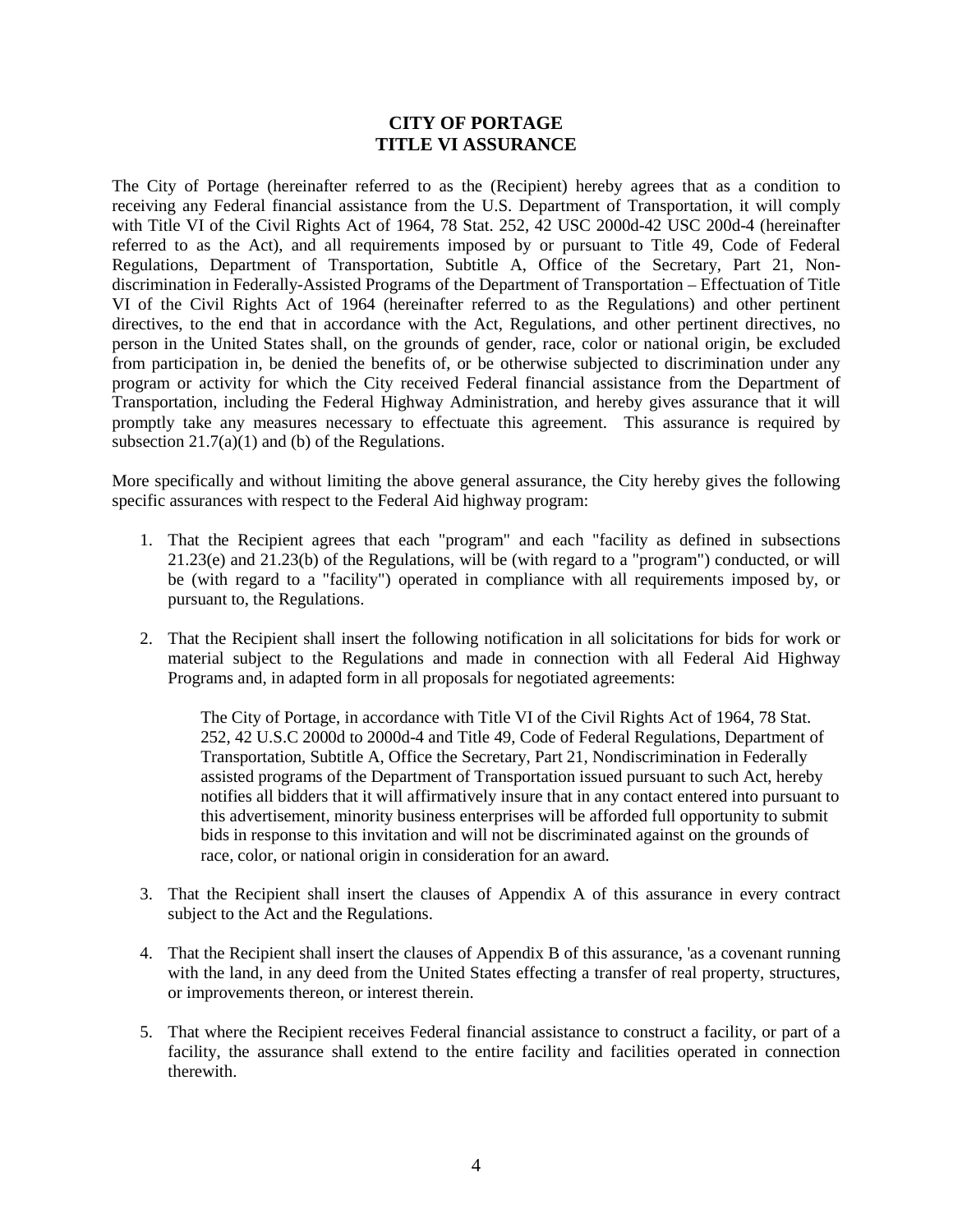# CITY OF PORTAGE
# TITLE VI ASSURANCE

The City of Portage (hereinafter referred to as the (Recipient) hereby agrees that as a condition to receiving any Federal financial assistance from the U.S. Department of Transportation, it will comply with Title VI of the Civil Rights Act of 1964, 78 Stat. 252, 42 USC 2000d-42 USC 200d-4 (hereinafter referred to as the Act), and all requirements imposed by or pursuant to Title 49, Code of Federal Regulations, Department of Transportation, Subtitle A, Office of the Secretary, Part 21, Non-discrimination in Federally-Assisted Programs of the Department of Transportation – Effectuation of Title VI of the Civil Rights Act of 1964 (hereinafter referred to as the Regulations) and other pertinent directives, to the end that in accordance with the Act, Regulations, and other pertinent directives, no person in the United States shall, on the grounds of gender, race, color or national origin, be excluded from participation in, be denied the benefits of, or be otherwise subjected to discrimination under any program or activity for which the City received Federal financial assistance from the Department of Transportation, including the Federal Highway Administration, and hereby gives assurance that it will promptly take any measures necessary to effectuate this agreement. This assurance is required by subsection 21.7(a)(1) and (b) of the Regulations.

More specifically and without limiting the above general assurance, the City hereby gives the following specific assurances with respect to the Federal Aid highway program:

1. That the Recipient agrees that each "program" and each "facility as defined in subsections 21.23(e) and 21.23(b) of the Regulations, will be (with regard to a "program") conducted, or will be (with regard to a "facility") operated in compliance with all requirements imposed by, or pursuant to, the Regulations.

2. That the Recipient shall insert the following notification in all solicitations for bids for work or material subject to the Regulations and made in connection with all Federal Aid Highway Programs and, in adapted form in all proposals for negotiated agreements:

   The City of Portage, in accordance with Title VI of the Civil Rights Act of 1964, 78 Stat. 252, 42 U.S.C 2000d to 2000d-4 and Title 49, Code of Federal Regulations, Department of Transportation, Subtitle A, Office the Secretary, Part 21, Nondiscrimination in Federally assisted programs of the Department of Transportation issued pursuant to such Act, hereby notifies all bidders that it will affirmatively insure that in any contact entered into pursuant to this advertisement, minority business enterprises will be afforded full opportunity to submit bids in response to this invitation and will not be discriminated against on the grounds of race, color, or national origin in consideration for an award.

3. That the Recipient shall insert the clauses of Appendix A of this assurance in every contract subject to the Act and the Regulations.

4. That the Recipient shall insert the clauses of Appendix B of this assurance, 'as a covenant running with the land, in any deed from the United States effecting a transfer of real property, structures, or improvements thereon, or interest therein.

5. That where the Recipient receives Federal financial assistance to construct a facility, or part of a facility, the assurance shall extend to the entire facility and facilities operated in connection therewith.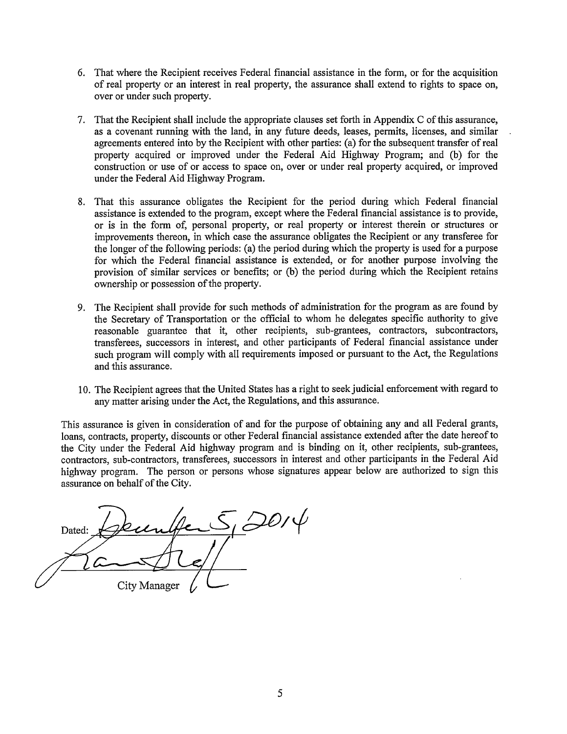6. That where the Recipient receives Federal financial assistance in the form, or for the acquisition of real property or an interest in real property, the assurance shall extend to rights to space on, over or under such property.

7. That the Recipient shall include the appropriate clauses set forth in Appendix C of this assurance, as a covenant running with the land, in any future deeds, leases, permits, licenses, and similar agreements entered into by the Recipient with other parties: (a) for the subsequent transfer of real property acquired or improved under the Federal Aid Highway Program; and (b) for the construction or use of or access to space on, over or under real property acquired, or improved under the Federal Aid Highway Program.

8. That this assurance obligates the Recipient for the period during which Federal financial assistance is extended to the program, except where the Federal financial assistance is to provide, or is in the form of, personal property, or real property or interest therein or structures or improvements thereon, in which case the assurance obligates the Recipient or any transferee for the longer of the following periods: (a) the period during which the property is used for a purpose for which the Federal financial assistance is extended, or for another purpose involving the provision of similar services or benefits; or (b) the period during which the Recipient retains ownership or possession of the property.

9. The Recipient shall provide for such methods of administration for the program as are found by the Secretary of Transportation or the official to whom he delegates specific authority to give reasonable guarantee that it, other recipients, sub-grantees, contractors, subcontractors, transferees, successors in interest, and other participants of Federal financial assistance under such program will comply with all requirements imposed or pursuant to the Act, the Regulations and this assurance.

10. The Recipient agrees that the United States has a right to seek judicial enforcement with regard to any matter arising under the Act, the Regulations, and this assurance.

This assurance is given in consideration of and for the purpose of obtaining any and all Federal grants, loans, contracts, property, discounts or other Federal financial assistance extended after the date hereof to the City under the Federal Aid highway program and is binding on it, other recipients, sub-grantees, contractors, sub-contractors, transferees, successors in interest and other participants in the Federal Aid highway program. The person or persons whose signatures appear below are authorized to sign this assurance on behalf of the City.

Dated: December 5, 2014

City Manager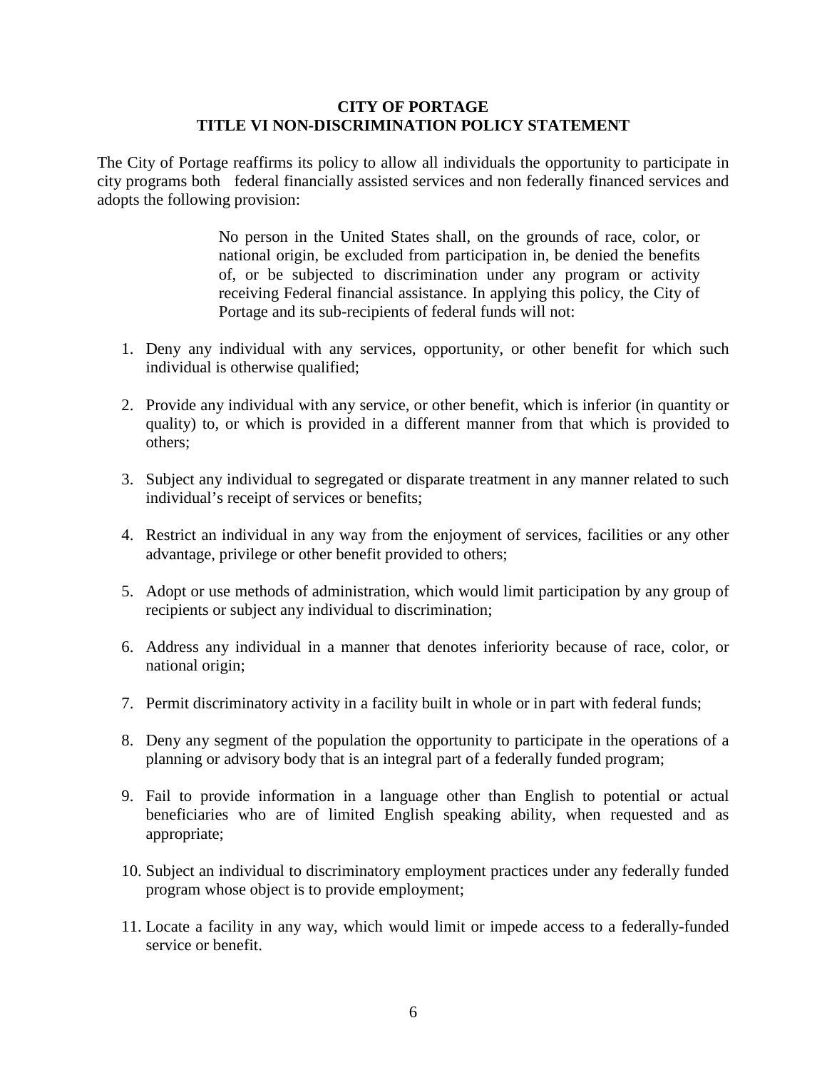# CITY OF PORTAGE
## TITLE VI NON-DISCRIMINATION POLICY STATEMENT

The City of Portage reaffirms its policy to allow all individuals the opportunity to participate in city programs both federal financially assisted services and non federally financed services and adopts the following provision:

> No person in the United States shall, on the grounds of race, color, or national origin, be excluded from participation in, be denied the benefits of, or be subjected to discrimination under any program or activity receiving Federal financial assistance. In applying this policy, the City of Portage and its sub-recipients of federal funds will not:

1. Deny any individual with any services, opportunity, or other benefit for which such individual is otherwise qualified;

2. Provide any individual with any service, or other benefit, which is inferior (in quantity or quality) to, or which is provided in a different manner from that which is provided to others;

3. Subject any individual to segregated or disparate treatment in any manner related to such individual's receipt of services or benefits;

4. Restrict an individual in any way from the enjoyment of services, facilities or any other advantage, privilege or other benefit provided to others;

5. Adopt or use methods of administration, which would limit participation by any group of recipients or subject any individual to discrimination;

6. Address any individual in a manner that denotes inferiority because of race, color, or national origin;

7. Permit discriminatory activity in a facility built in whole or in part with federal funds;

8. Deny any segment of the population the opportunity to participate in the operations of a planning or advisory body that is an integral part of a federally funded program;

9. Fail to provide information in a language other than English to potential or actual beneficiaries who are of limited English speaking ability, when requested and as appropriate;

10. Subject an individual to discriminatory employment practices under any federally funded program whose object is to provide employment;

11. Locate a facility in any way, which would limit or impede access to a federally-funded service or benefit.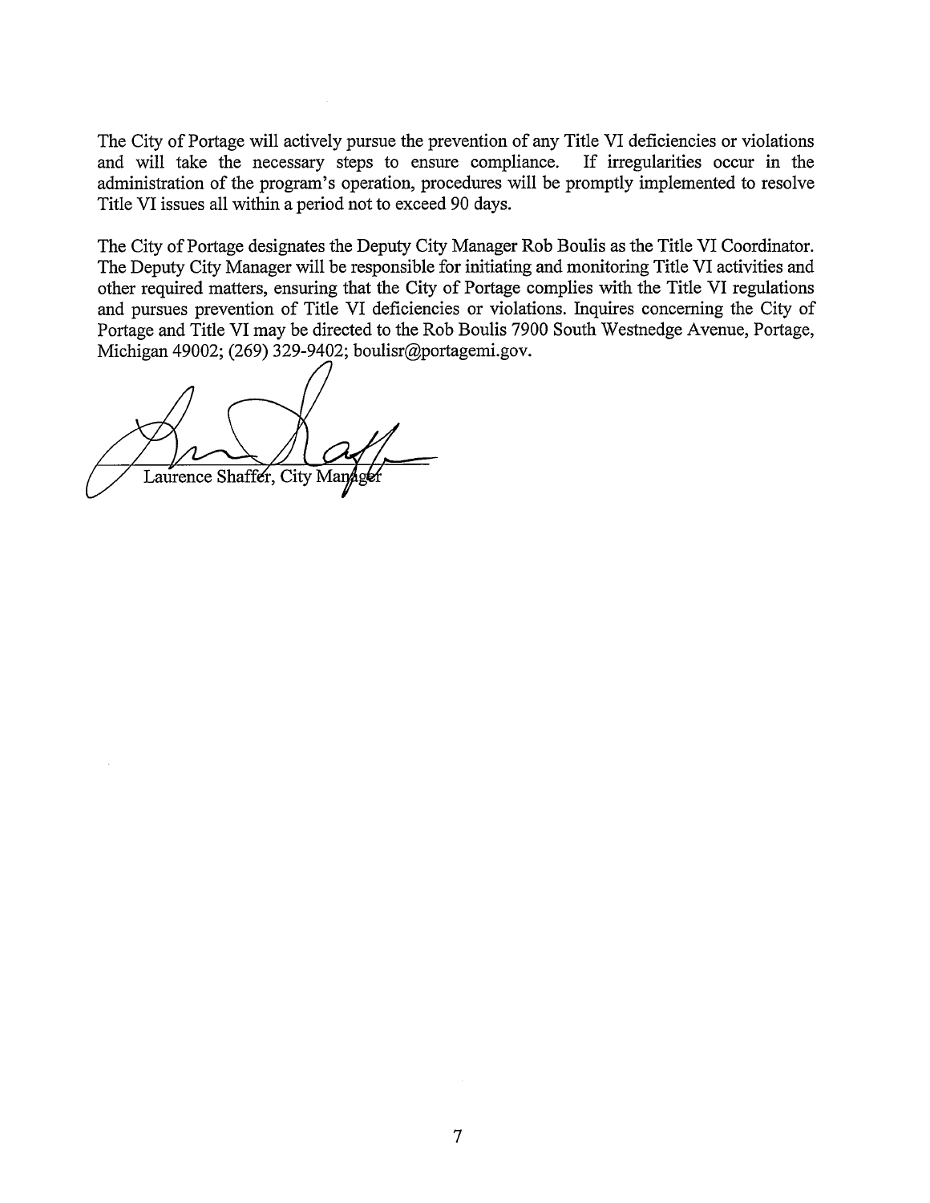The City of Portage will actively pursue the prevention of any Title VI deficiencies or violations and will take the necessary steps to ensure compliance. If irregularities occur in the administration of the program's operation, procedures will be promptly implemented to resolve Title VI issues all within a period not to exceed 90 days.

The City of Portage designates the Deputy City Manager Rob Boulis as the Title VI Coordinator. The Deputy City Manager will be responsible for initiating and monitoring Title VI activities and other required matters, ensuring that the City of Portage complies with the Title VI regulations and pursues prevention of Title VI deficiencies or violations. Inquires concerning the City of Portage and Title VI may be directed to the Rob Boulis 7900 South Westnedge Avenue, Portage, Michigan 49002; (269) 329-9402; boulisr@portagemi.gov.

Laurence Shaffer, City Manager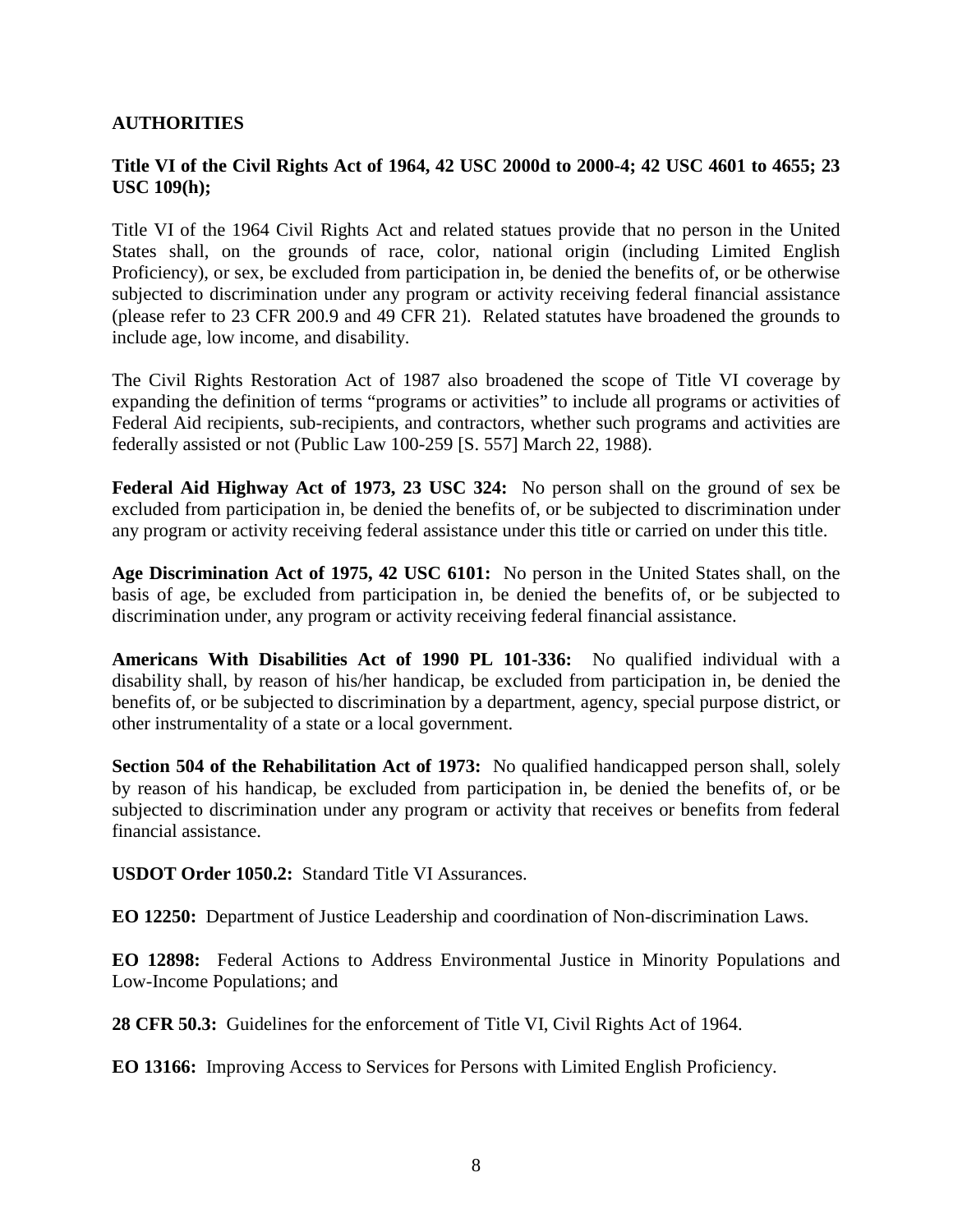## AUTHORITIES

**Title VI of the Civil Rights Act of 1964, 42 USC 2000d to 2000-4; 42 USC 4601 to 4655; 23 USC 109(h);**

Title VI of the 1964 Civil Rights Act and related statues provide that no person in the United States shall, on the grounds of race, color, national origin (including Limited English Proficiency), or sex, be excluded from participation in, be denied the benefits of, or be otherwise subjected to discrimination under any program or activity receiving federal financial assistance (please refer to 23 CFR 200.9 and 49 CFR 21). Related statutes have broadened the grounds to include age, low income, and disability.

The Civil Rights Restoration Act of 1987 also broadened the scope of Title VI coverage by expanding the definition of terms "programs or activities" to include all programs or activities of Federal Aid recipients, sub-recipients, and contractors, whether such programs and activities are federally assisted or not (Public Law 100-259 [S. 557] March 22, 1988).

**Federal Aid Highway Act of 1973, 23 USC 324:** No person shall on the ground of sex be excluded from participation in, be denied the benefits of, or be subjected to discrimination under any program or activity receiving federal assistance under this title or carried on under this title.

**Age Discrimination Act of 1975, 42 USC 6101:** No person in the United States shall, on the basis of age, be excluded from participation in, be denied the benefits of, or be subjected to discrimination under, any program or activity receiving federal financial assistance.

**Americans With Disabilities Act of 1990 PL 101-336:** No qualified individual with a disability shall, by reason of his/her handicap, be excluded from participation in, be denied the benefits of, or be subjected to discrimination by a department, agency, special purpose district, or other instrumentality of a state or a local government.

**Section 504 of the Rehabilitation Act of 1973:** No qualified handicapped person shall, solely by reason of his handicap, be excluded from participation in, be denied the benefits of, or be subjected to discrimination under any program or activity that receives or benefits from federal financial assistance.

**USDOT Order 1050.2:** Standard Title VI Assurances.

**EO 12250:** Department of Justice Leadership and coordination of Non-discrimination Laws.

**EO 12898:** Federal Actions to Address Environmental Justice in Minority Populations and Low-Income Populations; and

**28 CFR 50.3:** Guidelines for the enforcement of Title VI, Civil Rights Act of 1964.

**EO 13166:** Improving Access to Services for Persons with Limited English Proficiency.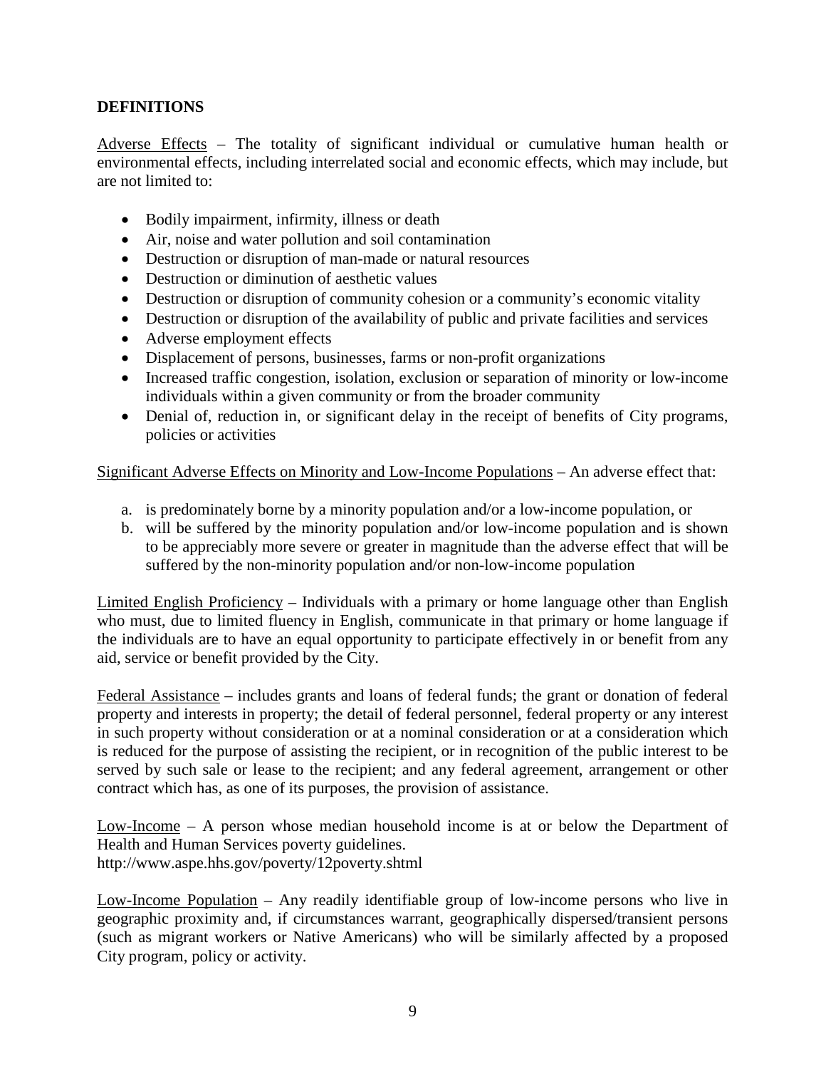## DEFINITIONS

Adverse Effects – The totality of significant individual or cumulative human health or environmental effects, including interrelated social and economic effects, which may include, but are not limited to:

- Bodily impairment, infirmity, illness or death
- Air, noise and water pollution and soil contamination
- Destruction or disruption of man-made or natural resources
- Destruction or diminution of aesthetic values
- Destruction or disruption of community cohesion or a community's economic vitality
- Destruction or disruption of the availability of public and private facilities and services
- Adverse employment effects
- Displacement of persons, businesses, farms or non-profit organizations
- Increased traffic congestion, isolation, exclusion or separation of minority or low-income individuals within a given community or from the broader community
- Denial of, reduction in, or significant delay in the receipt of benefits of City programs, policies or activities

Significant Adverse Effects on Minority and Low-Income Populations – An adverse effect that:

a. is predominately borne by a minority population and/or a low-income population, or
b. will be suffered by the minority population and/or low-income population and is shown to be appreciably more severe or greater in magnitude than the adverse effect that will be suffered by the non-minority population and/or non-low-income population

Limited English Proficiency – Individuals with a primary or home language other than English who must, due to limited fluency in English, communicate in that primary or home language if the individuals are to have an equal opportunity to participate effectively in or benefit from any aid, service or benefit provided by the City.

Federal Assistance – includes grants and loans of federal funds; the grant or donation of federal property and interests in property; the detail of federal personnel, federal property or any interest in such property without consideration or at a nominal consideration or at a consideration which is reduced for the purpose of assisting the recipient, or in recognition of the public interest to be served by such sale or lease to the recipient; and any federal agreement, arrangement or other contract which has, as one of its purposes, the provision of assistance.

Low-Income – A person whose median household income is at or below the Department of Health and Human Services poverty guidelines.
http://www.aspe.hhs.gov/poverty/12poverty.shtml

Low-Income Population – Any readily identifiable group of low-income persons who live in geographic proximity and, if circumstances warrant, geographically dispersed/transient persons (such as migrant workers or Native Americans) who will be similarly affected by a proposed City program, policy or activity.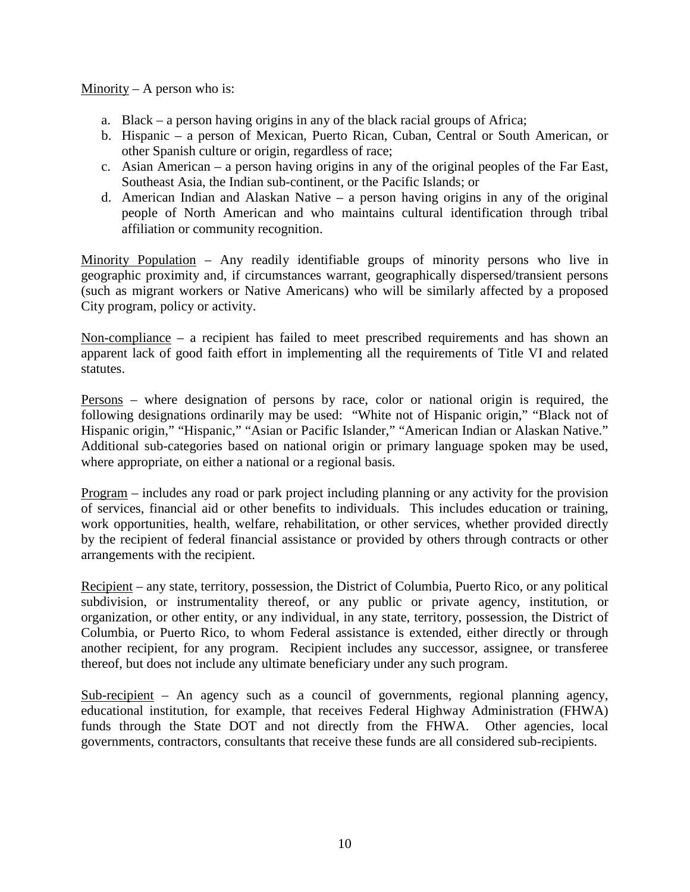Minority – A person who is:

a. Black – a person having origins in any of the black racial groups of Africa;
b. Hispanic – a person of Mexican, Puerto Rican, Cuban, Central or South American, or other Spanish culture or origin, regardless of race;
c. Asian American – a person having origins in any of the original peoples of the Far East, Southeast Asia, the Indian sub-continent, or the Pacific Islands; or
d. American Indian and Alaskan Native – a person having origins in any of the original people of North American and who maintains cultural identification through tribal affiliation or community recognition.

Minority Population – Any readily identifiable groups of minority persons who live in geographic proximity and, if circumstances warrant, geographically dispersed/transient persons (such as migrant workers or Native Americans) who will be similarly affected by a proposed City program, policy or activity.

Non-compliance – a recipient has failed to meet prescribed requirements and has shown an apparent lack of good faith effort in implementing all the requirements of Title VI and related statutes.

Persons – where designation of persons by race, color or national origin is required, the following designations ordinarily may be used: "White not of Hispanic origin," "Black not of Hispanic origin," "Hispanic," "Asian or Pacific Islander," "American Indian or Alaskan Native." Additional sub-categories based on national origin or primary language spoken may be used, where appropriate, on either a national or a regional basis.

Program – includes any road or park project including planning or any activity for the provision of services, financial aid or other benefits to individuals. This includes education or training, work opportunities, health, welfare, rehabilitation, or other services, whether provided directly by the recipient of federal financial assistance or provided by others through contracts or other arrangements with the recipient.

Recipient – any state, territory, possession, the District of Columbia, Puerto Rico, or any political subdivision, or instrumentality thereof, or any public or private agency, institution, or organization, or other entity, or any individual, in any state, territory, possession, the District of Columbia, or Puerto Rico, to whom Federal assistance is extended, either directly or through another recipient, for any program. Recipient includes any successor, assignee, or transferee thereof, but does not include any ultimate beneficiary under any such program.

Sub-recipient – An agency such as a council of governments, regional planning agency, educational institution, for example, that receives Federal Highway Administration (FHWA) funds through the State DOT and not directly from the FHWA. Other agencies, local governments, contractors, consultants that receive these funds are all considered sub-recipients.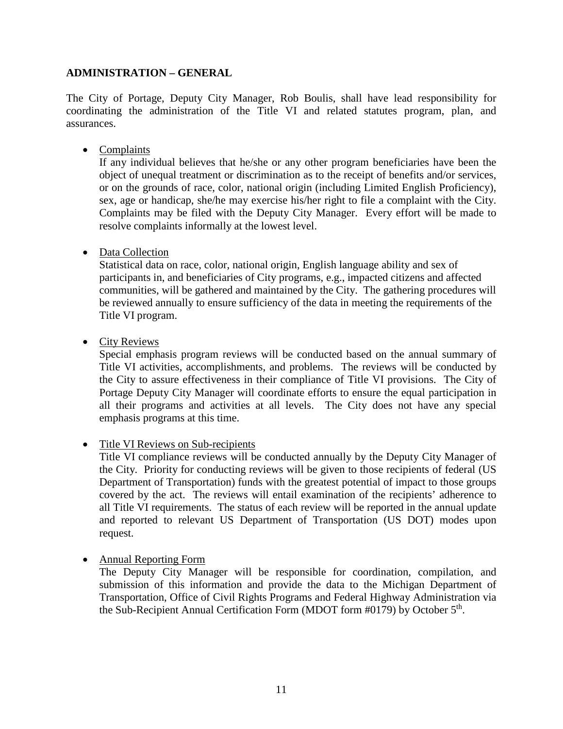## ADMINISTRATION – GENERAL

The City of Portage, Deputy City Manager, Rob Boulis, shall have lead responsibility for coordinating the administration of the Title VI and related statutes program, plan, and assurances.

- <u>Complaints</u>
  If any individual believes that he/she or any other program beneficiaries have been the object of unequal treatment or discrimination as to the receipt of benefits and/or services, or on the grounds of race, color, national origin (including Limited English Proficiency), sex, age or handicap, she/he may exercise his/her right to file a complaint with the City. Complaints may be filed with the Deputy City Manager. Every effort will be made to resolve complaints informally at the lowest level.

- <u>Data Collection</u>
  Statistical data on race, color, national origin, English language ability and sex of participants in, and beneficiaries of City programs, e.g., impacted citizens and affected communities, will be gathered and maintained by the City. The gathering procedures will be reviewed annually to ensure sufficiency of the data in meeting the requirements of the Title VI program.

- <u>City Reviews</u>
  Special emphasis program reviews will be conducted based on the annual summary of Title VI activities, accomplishments, and problems. The reviews will be conducted by the City to assure effectiveness in their compliance of Title VI provisions. The City of Portage Deputy City Manager will coordinate efforts to ensure the equal participation in all their programs and activities at all levels. The City does not have any special emphasis programs at this time.

- <u>Title VI Reviews on Sub-recipients</u>
  Title VI compliance reviews will be conducted annually by the Deputy City Manager of the City. Priority for conducting reviews will be given to those recipients of federal (US Department of Transportation) funds with the greatest potential of impact to those groups covered by the act. The reviews will entail examination of the recipients' adherence to all Title VI requirements. The status of each review will be reported in the annual update and reported to relevant US Department of Transportation (US DOT) modes upon request.

- <u>Annual Reporting Form</u>
  The Deputy City Manager will be responsible for coordination, compilation, and submission of this information and provide the data to the Michigan Department of Transportation, Office of Civil Rights Programs and Federal Highway Administration via the Sub-Recipient Annual Certification Form (MDOT form #0179) by October 5th.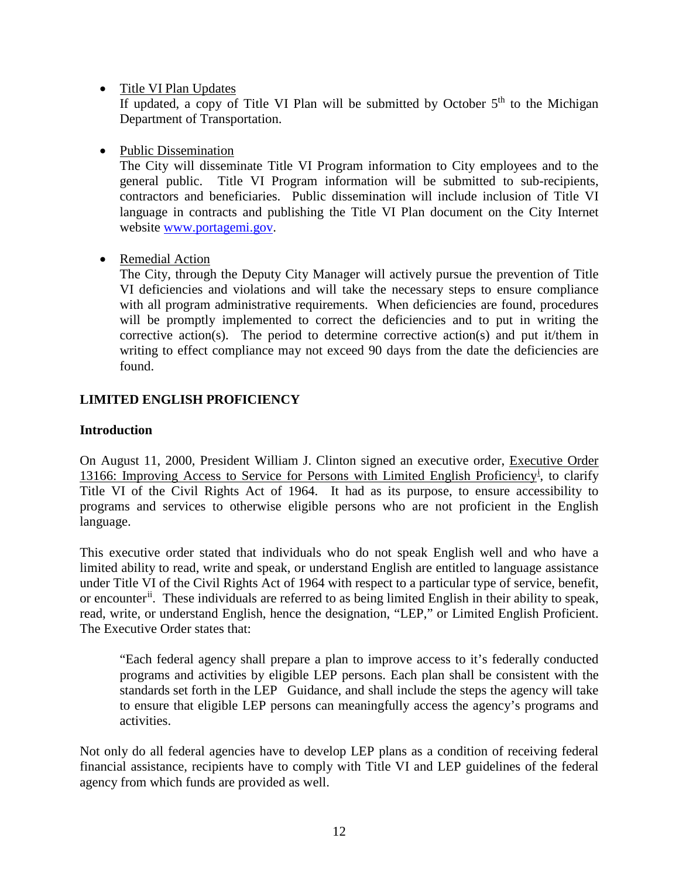- Title VI Plan Updates
  If updated, a copy of Title VI Plan will be submitted by October 5th to the Michigan Department of Transportation.

- Public Dissemination
  The City will disseminate Title VI Program information to City employees and to the general public. Title VI Program information will be submitted to sub-recipients, contractors and beneficiaries. Public dissemination will include inclusion of Title VI language in contracts and publishing the Title VI Plan document on the City Internet website www.portagemi.gov.

- Remedial Action
  The City, through the Deputy City Manager will actively pursue the prevention of Title VI deficiencies and violations and will take the necessary steps to ensure compliance with all program administrative requirements. When deficiencies are found, procedures will be promptly implemented to correct the deficiencies and to put in writing the corrective action(s). The period to determine corrective action(s) and put it/them in writing to effect compliance may not exceed 90 days from the date the deficiencies are found.

**LIMITED ENGLISH PROFICIENCY**

**Introduction**

On August 11, 2000, President William J. Clinton signed an executive order, Executive Order 13166: Improving Access to Service for Persons with Limited English Proficiency[i], to clarify Title VI of the Civil Rights Act of 1964. It had as its purpose, to ensure accessibility to programs and services to otherwise eligible persons who are not proficient in the English language.

This executive order stated that individuals who do not speak English well and who have a limited ability to read, write and speak, or understand English are entitled to language assistance under Title VI of the Civil Rights Act of 1964 with respect to a particular type of service, benefit, or encounter[ii]. These individuals are referred to as being limited English in their ability to speak, read, write, or understand English, hence the designation, "LEP," or Limited English Proficient. The Executive Order states that:

> "Each federal agency shall prepare a plan to improve access to it's federally conducted programs and activities by eligible LEP persons. Each plan shall be consistent with the standards set forth in the LEP Guidance, and shall include the steps the agency will take to ensure that eligible LEP persons can meaningfully access the agency's programs and activities.

Not only do all federal agencies have to develop LEP plans as a condition of receiving federal financial assistance, recipients have to comply with Title VI and LEP guidelines of the federal agency from which funds are provided as well.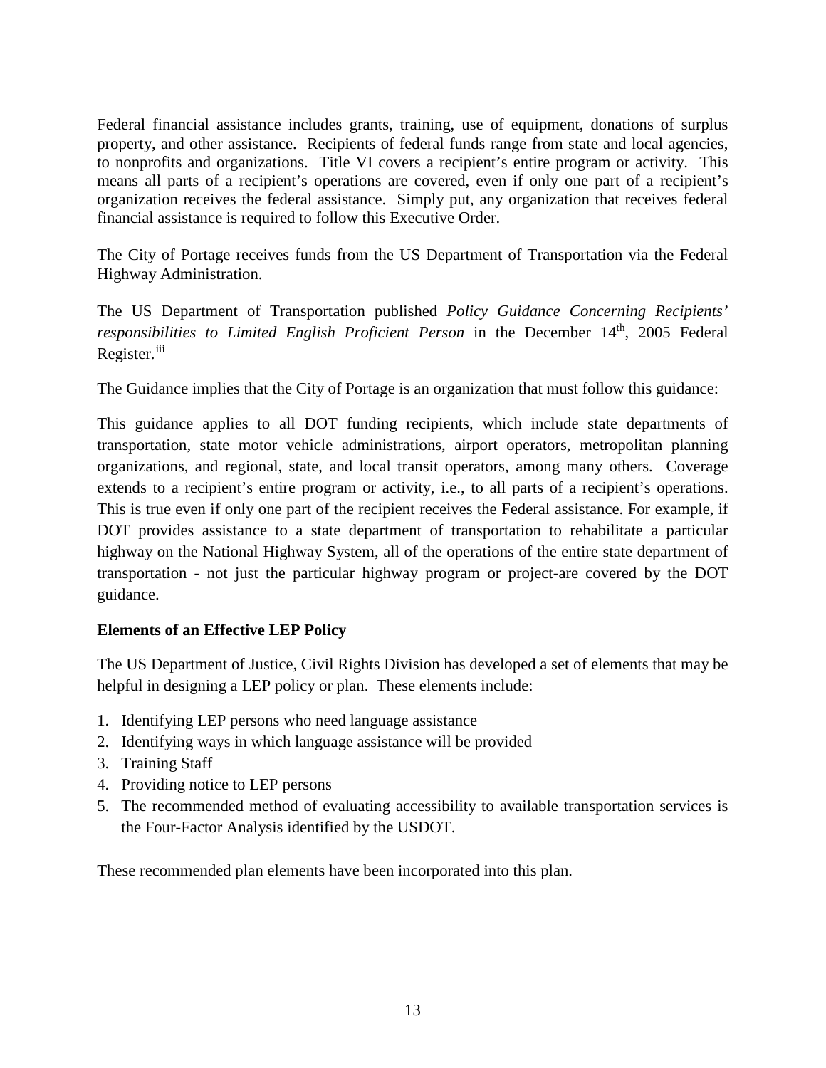Federal financial assistance includes grants, training, use of equipment, donations of surplus property, and other assistance. Recipients of federal funds range from state and local agencies, to nonprofits and organizations. Title VI covers a recipient's entire program or activity. This means all parts of a recipient's operations are covered, even if only one part of a recipient's organization receives the federal assistance. Simply put, any organization that receives federal financial assistance is required to follow this Executive Order.

The City of Portage receives funds from the US Department of Transportation via the Federal Highway Administration.

The US Department of Transportation published *Policy Guidance Concerning Recipients' responsibilities to Limited English Proficient Person* in the December 14th, 2005 Federal Register.[iii]

The Guidance implies that the City of Portage is an organization that must follow this guidance:

This guidance applies to all DOT funding recipients, which include state departments of transportation, state motor vehicle administrations, airport operators, metropolitan planning organizations, and regional, state, and local transit operators, among many others. Coverage extends to a recipient's entire program or activity, i.e., to all parts of a recipient's operations. This is true even if only one part of the recipient receives the Federal assistance. For example, if DOT provides assistance to a state department of transportation to rehabilitate a particular highway on the National Highway System, all of the operations of the entire state department of transportation - not just the particular highway program or project-are covered by the DOT guidance.

**Elements of an Effective LEP Policy**

The US Department of Justice, Civil Rights Division has developed a set of elements that may be helpful in designing a LEP policy or plan. These elements include:

1. Identifying LEP persons who need language assistance
2. Identifying ways in which language assistance will be provided
3. Training Staff
4. Providing notice to LEP persons
5. The recommended method of evaluating accessibility to available transportation services is the Four-Factor Analysis identified by the USDOT.

These recommended plan elements have been incorporated into this plan.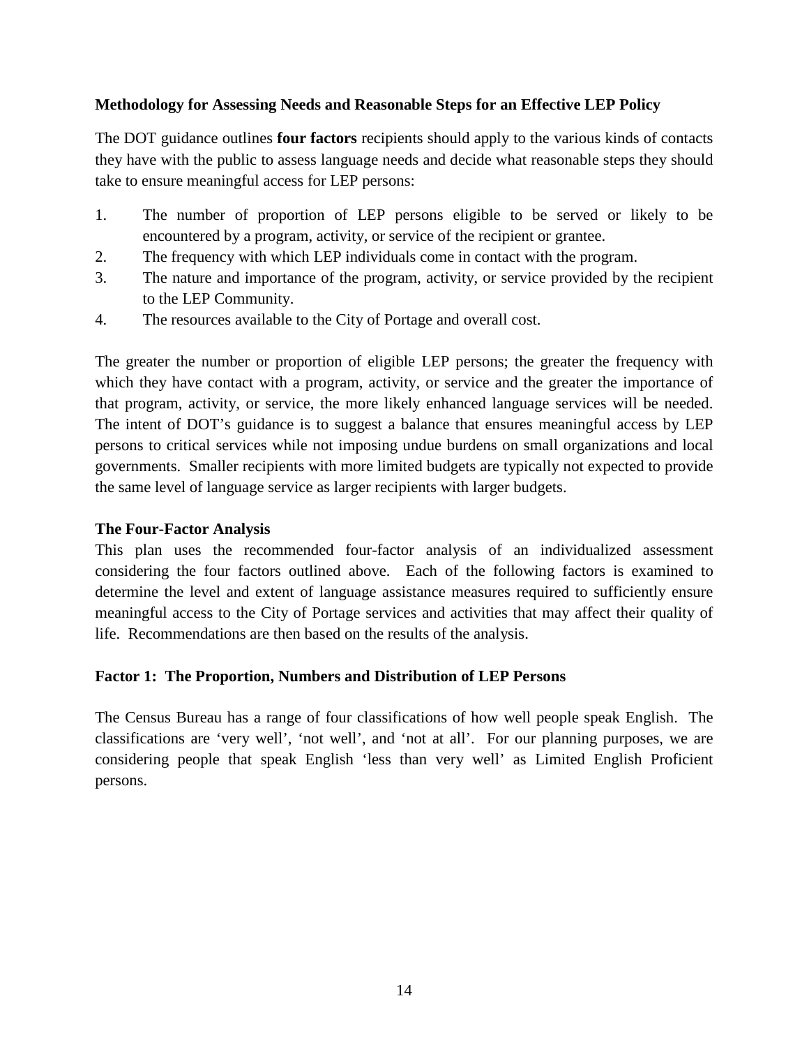### Methodology for Assessing Needs and Reasonable Steps for an Effective LEP Policy

The DOT guidance outlines **four factors** recipients should apply to the various kinds of contacts they have with the public to assess language needs and decide what reasonable steps they should take to ensure meaningful access for LEP persons:

1. The number of proportion of LEP persons eligible to be served or likely to be encountered by a program, activity, or service of the recipient or grantee.
2. The frequency with which LEP individuals come in contact with the program.
3. The nature and importance of the program, activity, or service provided by the recipient to the LEP Community.
4. The resources available to the City of Portage and overall cost.

The greater the number or proportion of eligible LEP persons; the greater the frequency with which they have contact with a program, activity, or service and the greater the importance of that program, activity, or service, the more likely enhanced language services will be needed. The intent of DOT's guidance is to suggest a balance that ensures meaningful access by LEP persons to critical services while not imposing undue burdens on small organizations and local governments. Smaller recipients with more limited budgets are typically not expected to provide the same level of language service as larger recipients with larger budgets.

### The Four-Factor Analysis

This plan uses the recommended four-factor analysis of an individualized assessment considering the four factors outlined above. Each of the following factors is examined to determine the level and extent of language assistance measures required to sufficiently ensure meaningful access to the City of Portage services and activities that may affect their quality of life. Recommendations are then based on the results of the analysis.

### Factor 1: The Proportion, Numbers and Distribution of LEP Persons

The Census Bureau has a range of four classifications of how well people speak English. The classifications are 'very well', 'not well', and 'not at all'. For our planning purposes, we are considering people that speak English 'less than very well' as Limited English Proficient persons.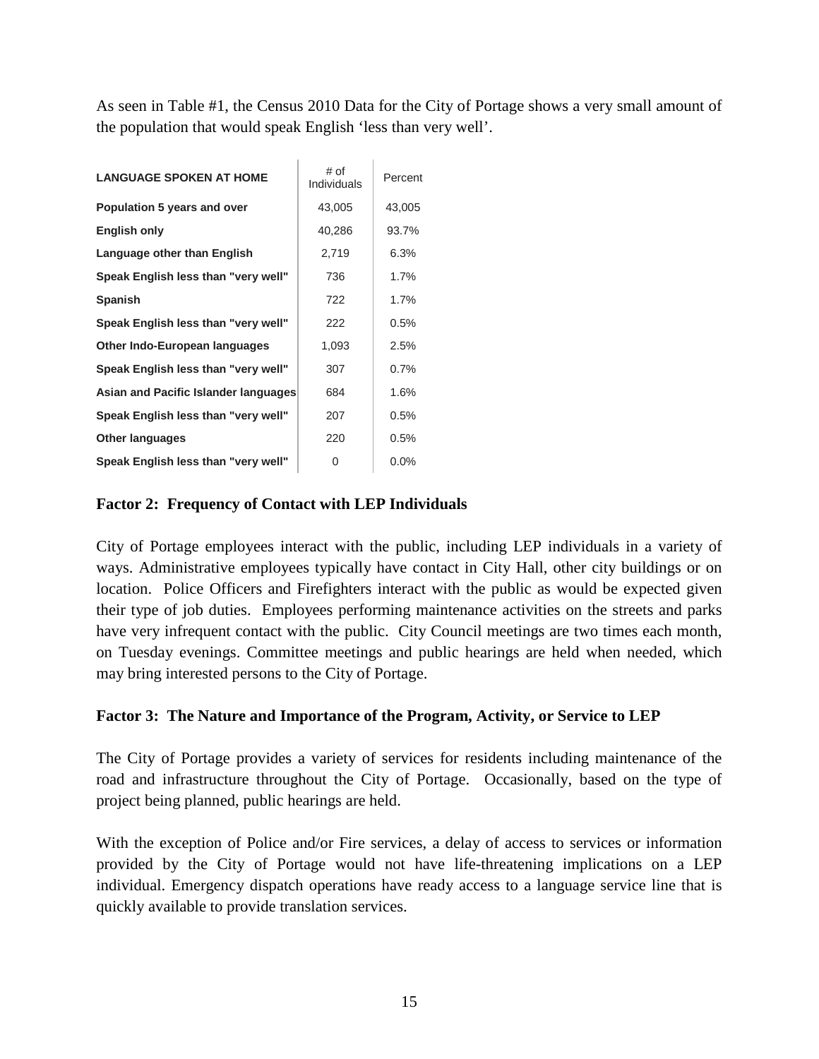As seen in Table #1, the Census 2010 Data for the City of Portage shows a very small amount of the population that would speak English 'less than very well'.

| LANGUAGE SPOKEN AT HOME | # of Individuals | Percent |
|---|---|---|
| Population 5 years and over | 43,005 | 43,005 |
| English only | 40,286 | 93.7% |
| Language other than English | 2,719 | 6.3% |
| Speak English less than "very well" | 736 | 1.7% |
| Spanish | 722 | 1.7% |
| Speak English less than "very well" | 222 | 0.5% |
| Other Indo-European languages | 1,093 | 2.5% |
| Speak English less than "very well" | 307 | 0.7% |
| Asian and Pacific Islander languages | 684 | 1.6% |
| Speak English less than "very well" | 207 | 0.5% |
| Other languages | 220 | 0.5% |
| Speak English less than "very well" | 0 | 0.0% |

### Factor 2: Frequency of Contact with LEP Individuals

City of Portage employees interact with the public, including LEP individuals in a variety of ways. Administrative employees typically have contact in City Hall, other city buildings or on location. Police Officers and Firefighters interact with the public as would be expected given their type of job duties. Employees performing maintenance activities on the streets and parks have very infrequent contact with the public. City Council meetings are two times each month, on Tuesday evenings. Committee meetings and public hearings are held when needed, which may bring interested persons to the City of Portage.

### Factor 3: The Nature and Importance of the Program, Activity, or Service to LEP

The City of Portage provides a variety of services for residents including maintenance of the road and infrastructure throughout the City of Portage. Occasionally, based on the type of project being planned, public hearings are held.

With the exception of Police and/or Fire services, a delay of access to services or information provided by the City of Portage would not have life-threatening implications on a LEP individual. Emergency dispatch operations have ready access to a language service line that is quickly available to provide translation services.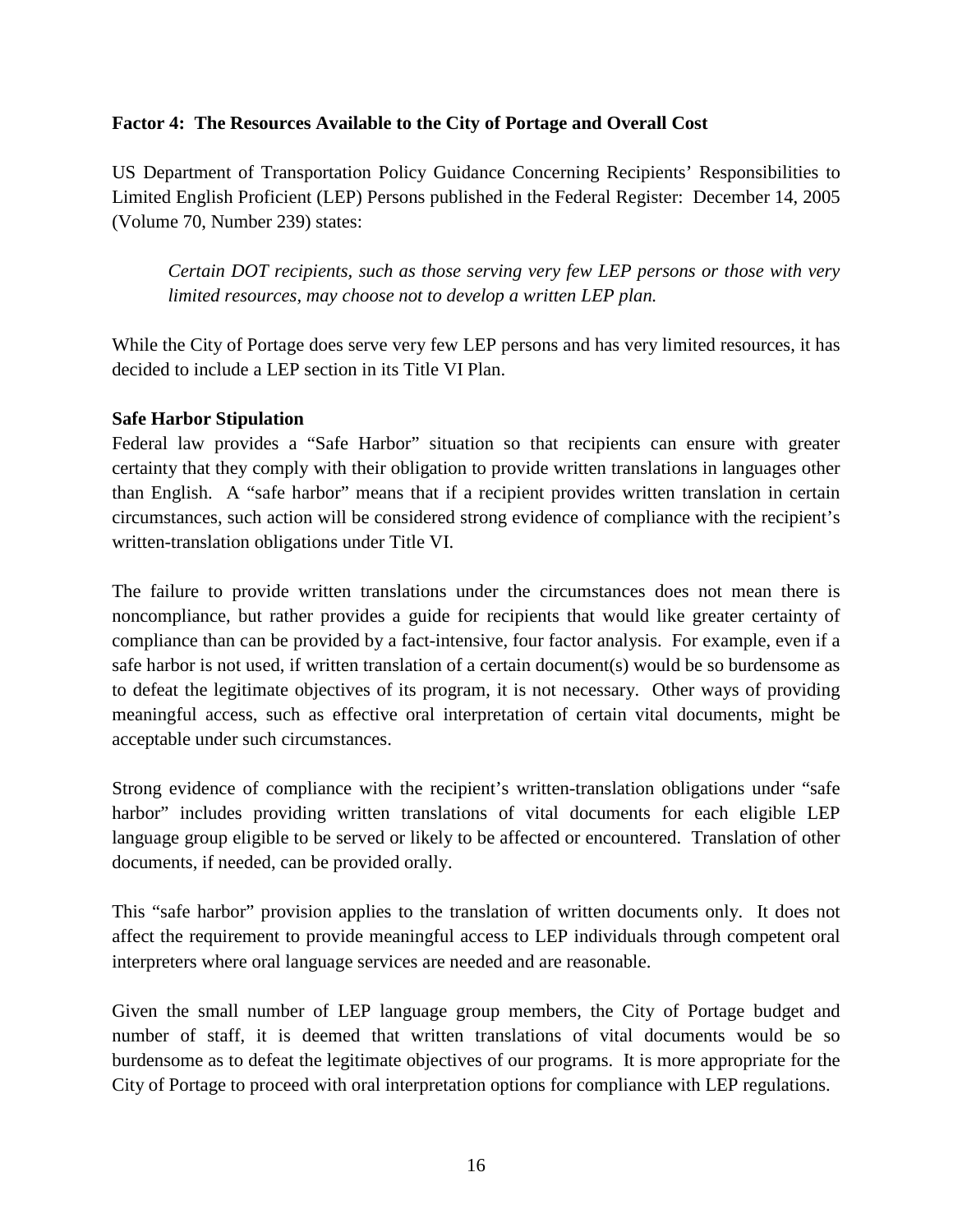**Factor 4: The Resources Available to the City of Portage and Overall Cost**

US Department of Transportation Policy Guidance Concerning Recipients' Responsibilities to Limited English Proficient (LEP) Persons published in the Federal Register: December 14, 2005 (Volume 70, Number 239) states:

> *Certain DOT recipients, such as those serving very few LEP persons or those with very limited resources, may choose not to develop a written LEP plan.*

While the City of Portage does serve very few LEP persons and has very limited resources, it has decided to include a LEP section in its Title VI Plan.

**Safe Harbor Stipulation**

Federal law provides a "Safe Harbor" situation so that recipients can ensure with greater certainty that they comply with their obligation to provide written translations in languages other than English. A "safe harbor" means that if a recipient provides written translation in certain circumstances, such action will be considered strong evidence of compliance with the recipient's written-translation obligations under Title VI.

The failure to provide written translations under the circumstances does not mean there is noncompliance, but rather provides a guide for recipients that would like greater certainty of compliance than can be provided by a fact-intensive, four factor analysis. For example, even if a safe harbor is not used, if written translation of a certain document(s) would be so burdensome as to defeat the legitimate objectives of its program, it is not necessary. Other ways of providing meaningful access, such as effective oral interpretation of certain vital documents, might be acceptable under such circumstances.

Strong evidence of compliance with the recipient's written-translation obligations under "safe harbor" includes providing written translations of vital documents for each eligible LEP language group eligible to be served or likely to be affected or encountered. Translation of other documents, if needed, can be provided orally.

This "safe harbor" provision applies to the translation of written documents only. It does not affect the requirement to provide meaningful access to LEP individuals through competent oral interpreters where oral language services are needed and are reasonable.

Given the small number of LEP language group members, the City of Portage budget and number of staff, it is deemed that written translations of vital documents would be so burdensome as to defeat the legitimate objectives of our programs. It is more appropriate for the City of Portage to proceed with oral interpretation options for compliance with LEP regulations.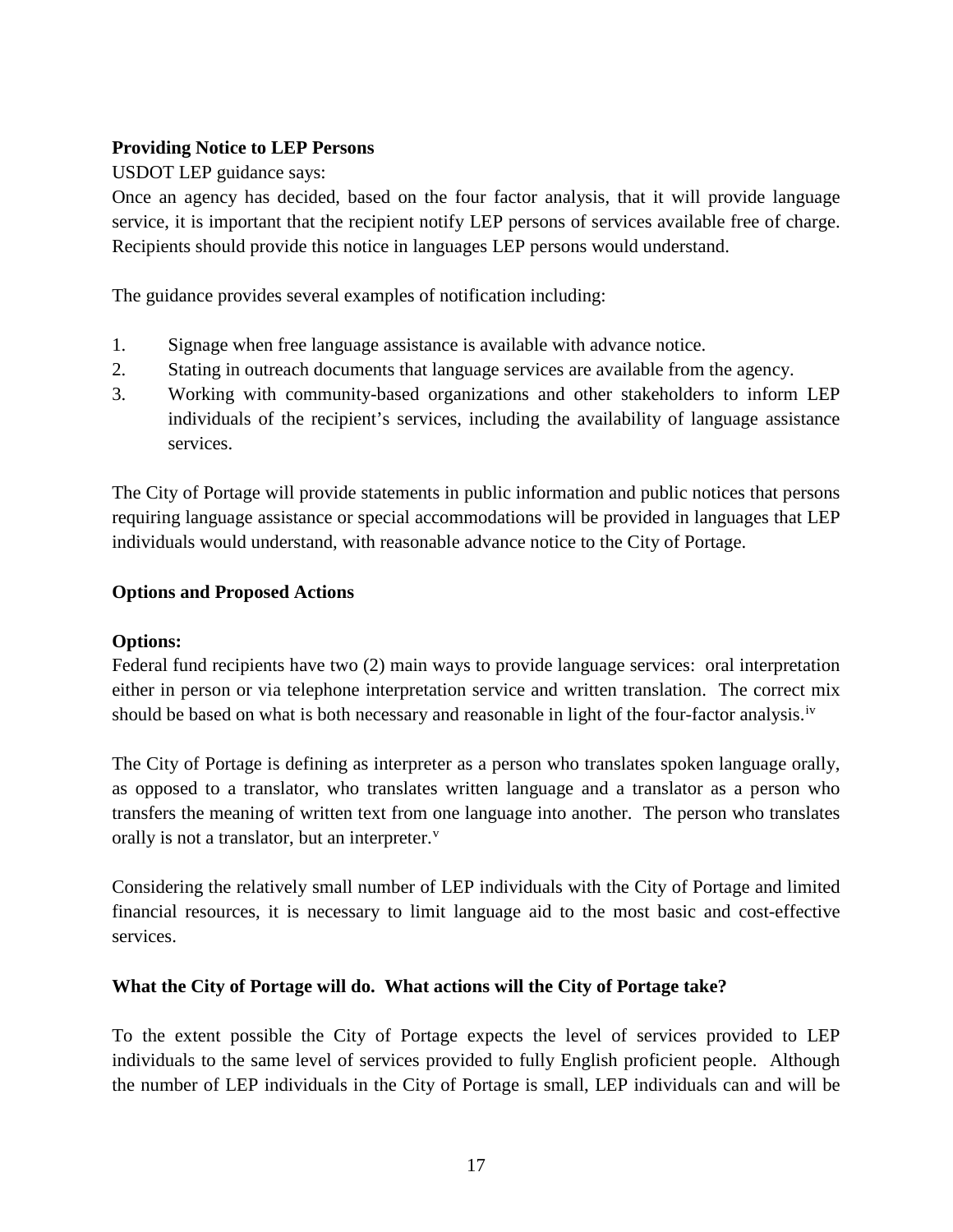**Providing Notice to LEP Persons**

USDOT LEP guidance says:

Once an agency has decided, based on the four factor analysis, that it will provide language service, it is important that the recipient notify LEP persons of services available free of charge. Recipients should provide this notice in languages LEP persons would understand.

The guidance provides several examples of notification including:

1. Signage when free language assistance is available with advance notice.
2. Stating in outreach documents that language services are available from the agency.
3. Working with community-based organizations and other stakeholders to inform LEP individuals of the recipient's services, including the availability of language assistance services.

The City of Portage will provide statements in public information and public notices that persons requiring language assistance or special accommodations will be provided in languages that LEP individuals would understand, with reasonable advance notice to the City of Portage.

**Options and Proposed Actions**

**Options:**

Federal fund recipients have two (2) main ways to provide language services: oral interpretation either in person or via telephone interpretation service and written translation. The correct mix should be based on what is both necessary and reasonable in light of the four-factor analysis.[iv]

The City of Portage is defining as interpreter as a person who translates spoken language orally, as opposed to a translator, who translates written language and a translator as a person who transfers the meaning of written text from one language into another. The person who translates orally is not a translator, but an interpreter.[v]

Considering the relatively small number of LEP individuals with the City of Portage and limited financial resources, it is necessary to limit language aid to the most basic and cost-effective services.

**What the City of Portage will do. What actions will the City of Portage take?**

To the extent possible the City of Portage expects the level of services provided to LEP individuals to the same level of services provided to fully English proficient people. Although the number of LEP individuals in the City of Portage is small, LEP individuals can and will be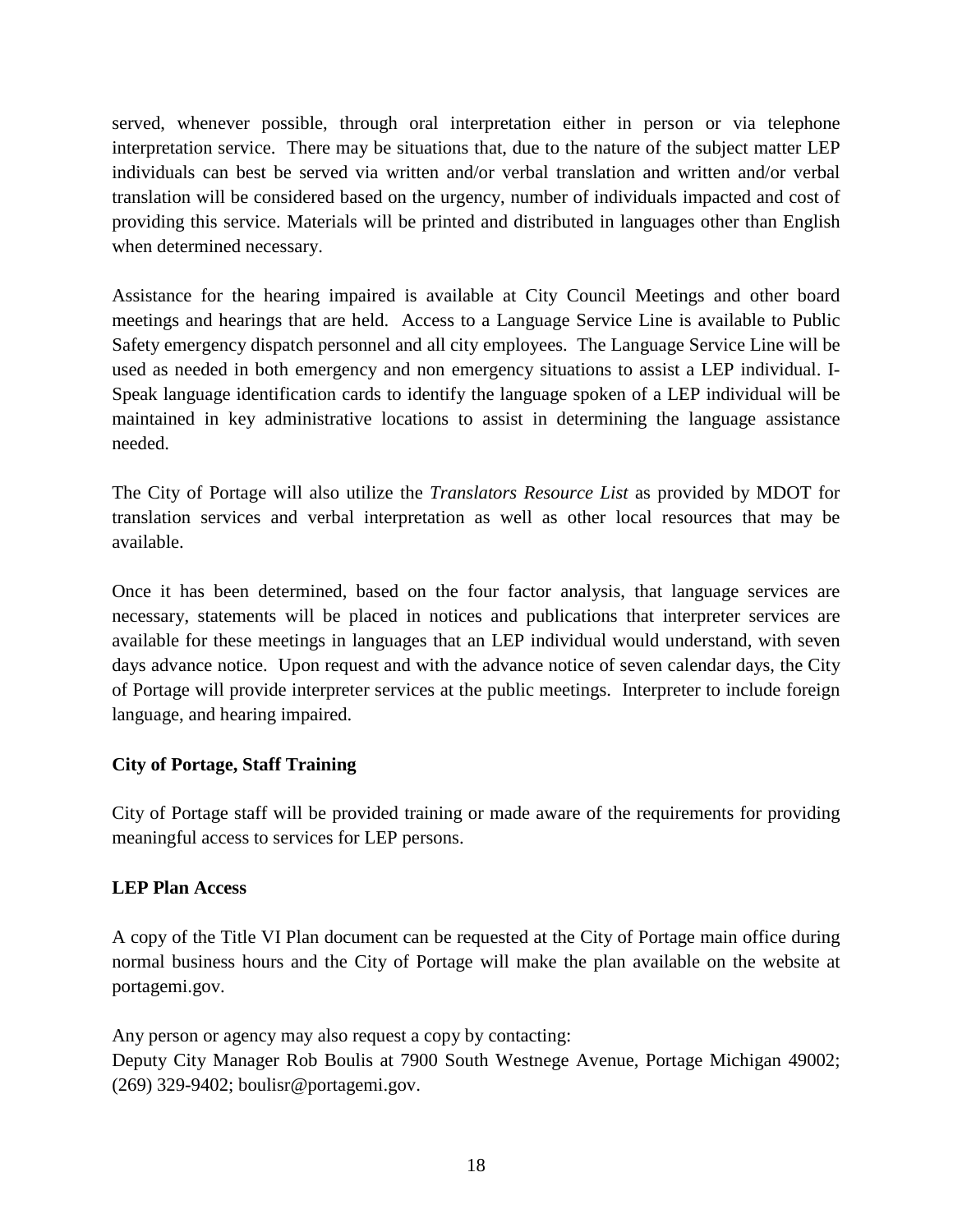served, whenever possible, through oral interpretation either in person or via telephone interpretation service. There may be situations that, due to the nature of the subject matter LEP individuals can best be served via written and/or verbal translation and written and/or verbal translation will be considered based on the urgency, number of individuals impacted and cost of providing this service. Materials will be printed and distributed in languages other than English when determined necessary.

Assistance for the hearing impaired is available at City Council Meetings and other board meetings and hearings that are held. Access to a Language Service Line is available to Public Safety emergency dispatch personnel and all city employees. The Language Service Line will be used as needed in both emergency and non emergency situations to assist a LEP individual. I-Speak language identification cards to identify the language spoken of a LEP individual will be maintained in key administrative locations to assist in determining the language assistance needed.

The City of Portage will also utilize the *Translators Resource List* as provided by MDOT for translation services and verbal interpretation as well as other local resources that may be available.

Once it has been determined, based on the four factor analysis, that language services are necessary, statements will be placed in notices and publications that interpreter services are available for these meetings in languages that an LEP individual would understand, with seven days advance notice. Upon request and with the advance notice of seven calendar days, the City of Portage will provide interpreter services at the public meetings. Interpreter to include foreign language, and hearing impaired.

**City of Portage, Staff Training**

City of Portage staff will be provided training or made aware of the requirements for providing meaningful access to services for LEP persons.

**LEP Plan Access**

A copy of the Title VI Plan document can be requested at the City of Portage main office during normal business hours and the City of Portage will make the plan available on the website at portagemi.gov.

Any person or agency may also request a copy by contacting:
Deputy City Manager Rob Boulis at 7900 South Westnege Avenue, Portage Michigan 49002; (269) 329-9402; boulisr@portagemi.gov.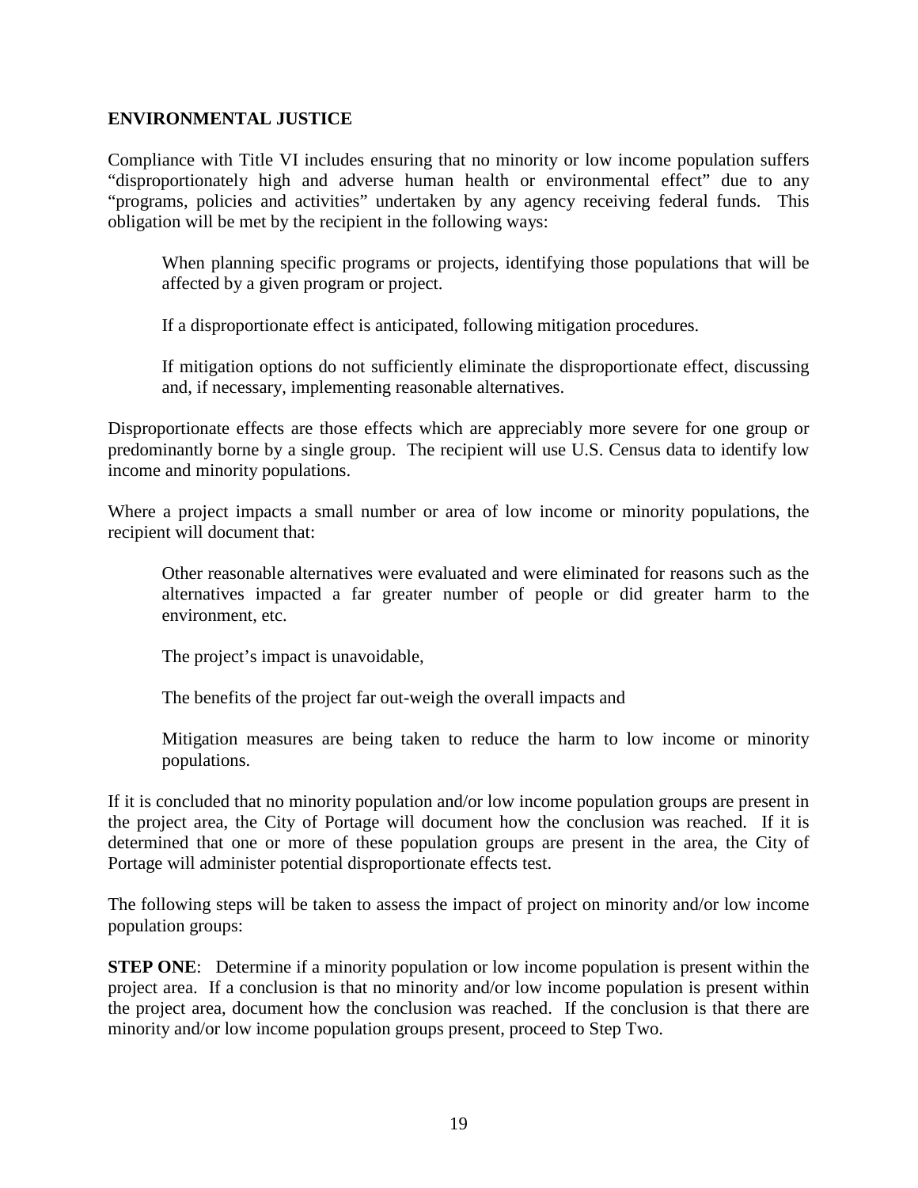**ENVIRONMENTAL JUSTICE**

Compliance with Title VI includes ensuring that no minority or low income population suffers "disproportionately high and adverse human health or environmental effect" due to any "programs, policies and activities" undertaken by any agency receiving federal funds. This obligation will be met by the recipient in the following ways:

> When planning specific programs or projects, identifying those populations that will be affected by a given program or project.
>
> If a disproportionate effect is anticipated, following mitigation procedures.
>
> If mitigation options do not sufficiently eliminate the disproportionate effect, discussing and, if necessary, implementing reasonable alternatives.

Disproportionate effects are those effects which are appreciably more severe for one group or predominantly borne by a single group. The recipient will use U.S. Census data to identify low income and minority populations.

Where a project impacts a small number or area of low income or minority populations, the recipient will document that:

> Other reasonable alternatives were evaluated and were eliminated for reasons such as the alternatives impacted a far greater number of people or did greater harm to the environment, etc.
>
> The project's impact is unavoidable,
>
> The benefits of the project far out-weigh the overall impacts and
>
> Mitigation measures are being taken to reduce the harm to low income or minority populations.

If it is concluded that no minority population and/or low income population groups are present in the project area, the City of Portage will document how the conclusion was reached. If it is determined that one or more of these population groups are present in the area, the City of Portage will administer potential disproportionate effects test.

The following steps will be taken to assess the impact of project on minority and/or low income population groups:

**STEP ONE**: Determine if a minority population or low income population is present within the project area. If a conclusion is that no minority and/or low income population is present within the project area, document how the conclusion was reached. If the conclusion is that there are minority and/or low income population groups present, proceed to Step Two.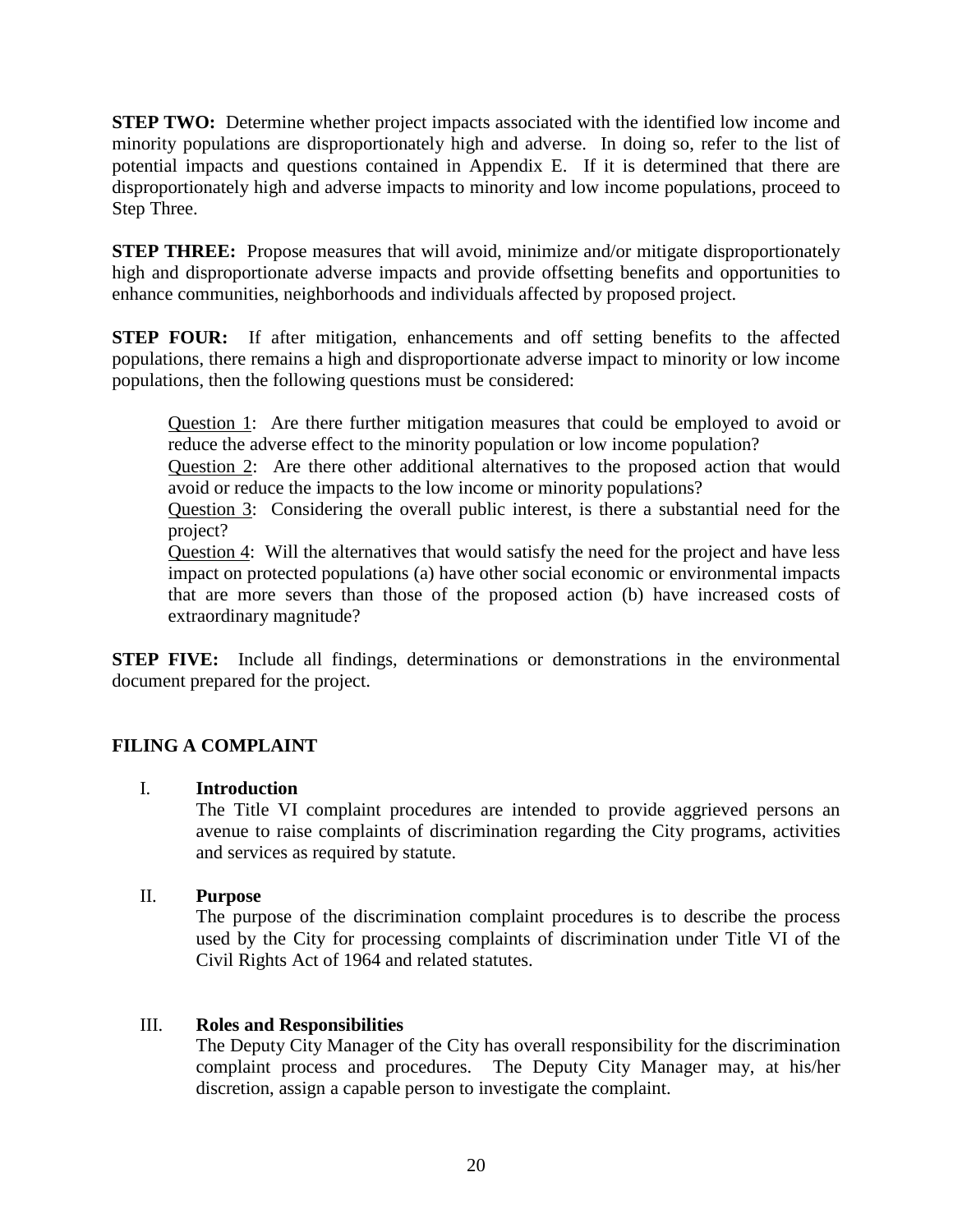**STEP TWO:** Determine whether project impacts associated with the identified low income and minority populations are disproportionately high and adverse. In doing so, refer to the list of potential impacts and questions contained in Appendix E. If it is determined that there are disproportionately high and adverse impacts to minority and low income populations, proceed to Step Three.

**STEP THREE:** Propose measures that will avoid, minimize and/or mitigate disproportionately high and disproportionate adverse impacts and provide offsetting benefits and opportunities to enhance communities, neighborhoods and individuals affected by proposed project.

**STEP FOUR:** If after mitigation, enhancements and off setting benefits to the affected populations, there remains a high and disproportionate adverse impact to minority or low income populations, then the following questions must be considered:

> <u>Question 1</u>: Are there further mitigation measures that could be employed to avoid or reduce the adverse effect to the minority population or low income population?
>
> <u>Question 2</u>: Are there other additional alternatives to the proposed action that would avoid or reduce the impacts to the low income or minority populations?
>
> <u>Question 3</u>: Considering the overall public interest, is there a substantial need for the project?
>
> <u>Question 4</u>: Will the alternatives that would satisfy the need for the project and have less impact on protected populations (a) have other social economic or environmental impacts that are more severs than those of the proposed action (b) have increased costs of extraordinary magnitude?

**STEP FIVE:** Include all findings, determinations or demonstrations in the environmental document prepared for the project.

## FILING A COMPLAINT

I. **Introduction**

The Title VI complaint procedures are intended to provide aggrieved persons an avenue to raise complaints of discrimination regarding the City programs, activities and services as required by statute.

II. **Purpose**

The purpose of the discrimination complaint procedures is to describe the process used by the City for processing complaints of discrimination under Title VI of the Civil Rights Act of 1964 and related statutes.

III. **Roles and Responsibilities**

The Deputy City Manager of the City has overall responsibility for the discrimination complaint process and procedures. The Deputy City Manager may, at his/her discretion, assign a capable person to investigate the complaint.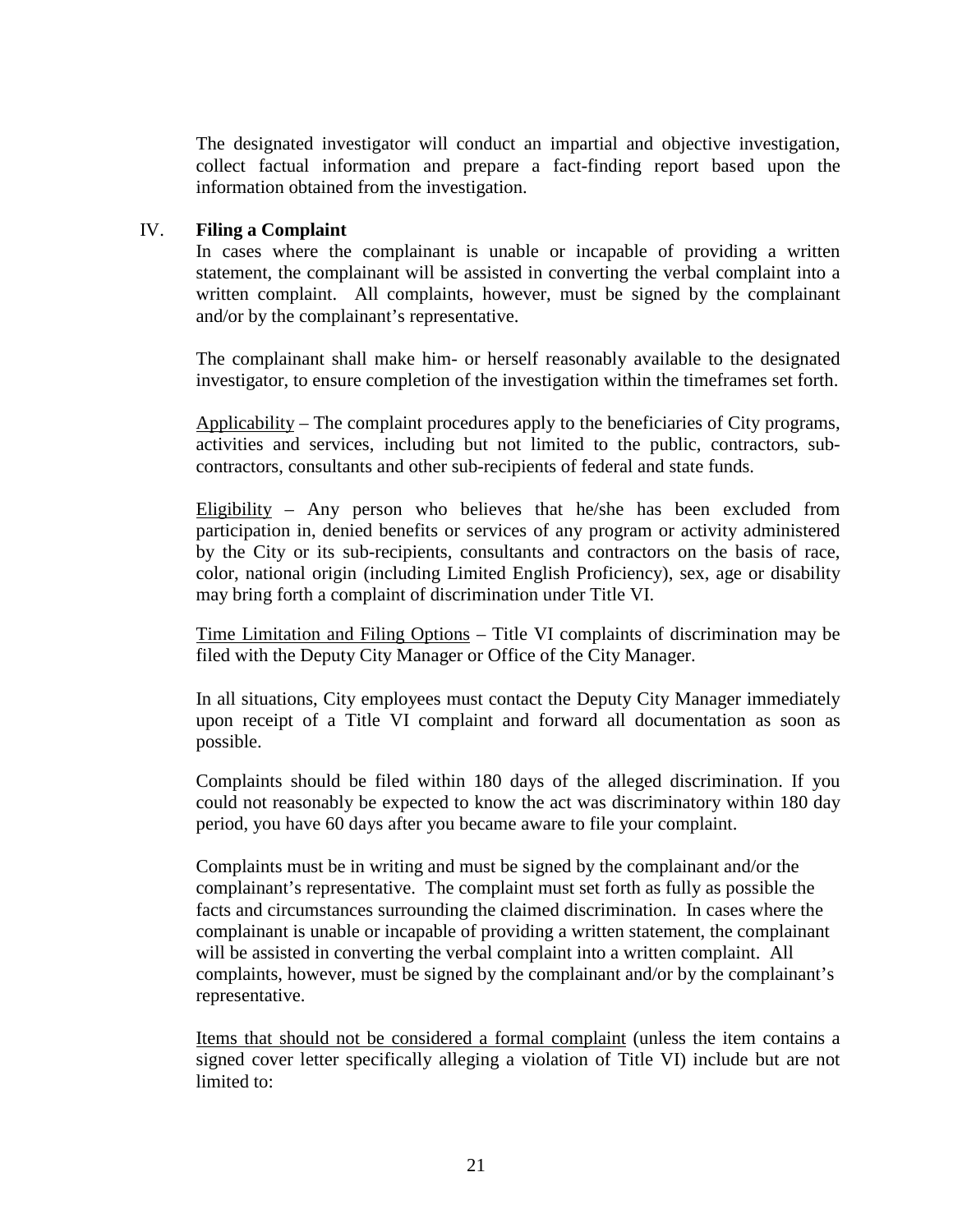The designated investigator will conduct an impartial and objective investigation, collect factual information and prepare a fact-finding report based upon the information obtained from the investigation.

## IV. **Filing a Complaint**

In cases where the complainant is unable or incapable of providing a written statement, the complainant will be assisted in converting the verbal complaint into a written complaint. All complaints, however, must be signed by the complainant and/or by the complainant's representative.

The complainant shall make him- or herself reasonably available to the designated investigator, to ensure completion of the investigation within the timeframes set forth.

<u>Applicability</u> – The complaint procedures apply to the beneficiaries of City programs, activities and services, including but not limited to the public, contractors, sub-contractors, consultants and other sub-recipients of federal and state funds.

<u>Eligibility</u> – Any person who believes that he/she has been excluded from participation in, denied benefits or services of any program or activity administered by the City or its sub-recipients, consultants and contractors on the basis of race, color, national origin (including Limited English Proficiency), sex, age or disability may bring forth a complaint of discrimination under Title VI.

<u>Time Limitation and Filing Options</u> – Title VI complaints of discrimination may be filed with the Deputy City Manager or Office of the City Manager.

In all situations, City employees must contact the Deputy City Manager immediately upon receipt of a Title VI complaint and forward all documentation as soon as possible.

Complaints should be filed within 180 days of the alleged discrimination. If you could not reasonably be expected to know the act was discriminatory within 180 day period, you have 60 days after you became aware to file your complaint.

Complaints must be in writing and must be signed by the complainant and/or the complainant's representative. The complaint must set forth as fully as possible the facts and circumstances surrounding the claimed discrimination. In cases where the complainant is unable or incapable of providing a written statement, the complainant will be assisted in converting the verbal complaint into a written complaint. All complaints, however, must be signed by the complainant and/or by the complainant's representative.

<u>Items that should not be considered a formal complaint</u> (unless the item contains a signed cover letter specifically alleging a violation of Title VI) include but are not limited to: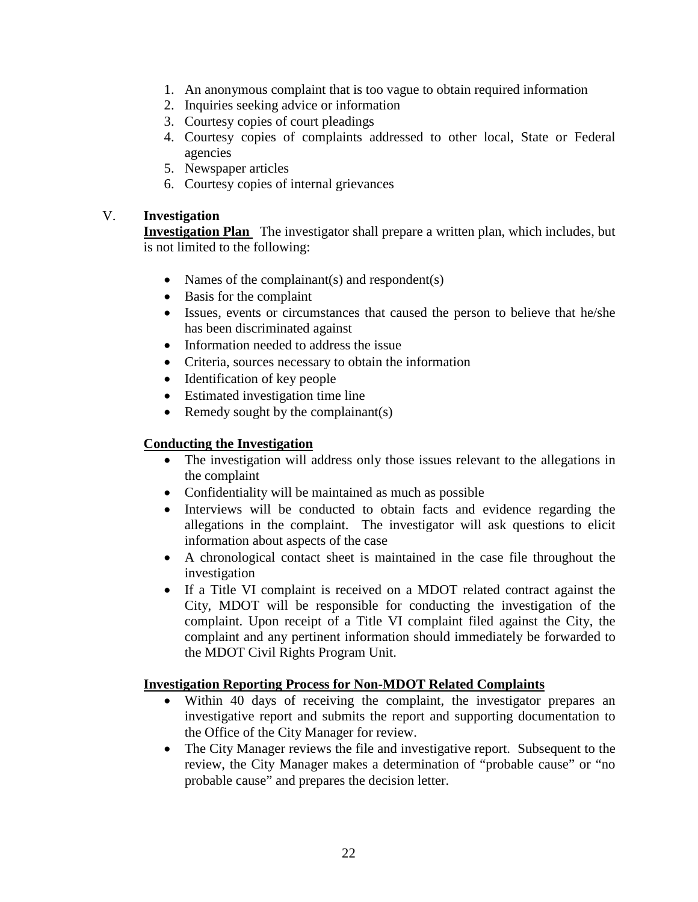1. An anonymous complaint that is too vague to obtain required information
2. Inquiries seeking advice or information
3. Courtesy copies of court pleadings
4. Courtesy copies of complaints addressed to other local, State or Federal agencies
5. Newspaper articles
6. Courtesy copies of internal grievances

## V. Investigation

**Investigation Plan** The investigator shall prepare a written plan, which includes, but is not limited to the following:

- Names of the complainant(s) and respondent(s)
- Basis for the complaint
- Issues, events or circumstances that caused the person to believe that he/she has been discriminated against
- Information needed to address the issue
- Criteria, sources necessary to obtain the information
- Identification of key people
- Estimated investigation time line
- Remedy sought by the complainant(s)

**Conducting the Investigation**

- The investigation will address only those issues relevant to the allegations in the complaint
- Confidentiality will be maintained as much as possible
- Interviews will be conducted to obtain facts and evidence regarding the allegations in the complaint. The investigator will ask questions to elicit information about aspects of the case
- A chronological contact sheet is maintained in the case file throughout the investigation
- If a Title VI complaint is received on a MDOT related contract against the City, MDOT will be responsible for conducting the investigation of the complaint. Upon receipt of a Title VI complaint filed against the City, the complaint and any pertinent information should immediately be forwarded to the MDOT Civil Rights Program Unit.

**Investigation Reporting Process for Non-MDOT Related Complaints**

- Within 40 days of receiving the complaint, the investigator prepares an investigative report and submits the report and supporting documentation to the Office of the City Manager for review.
- The City Manager reviews the file and investigative report. Subsequent to the review, the City Manager makes a determination of "probable cause" or "no probable cause" and prepares the decision letter.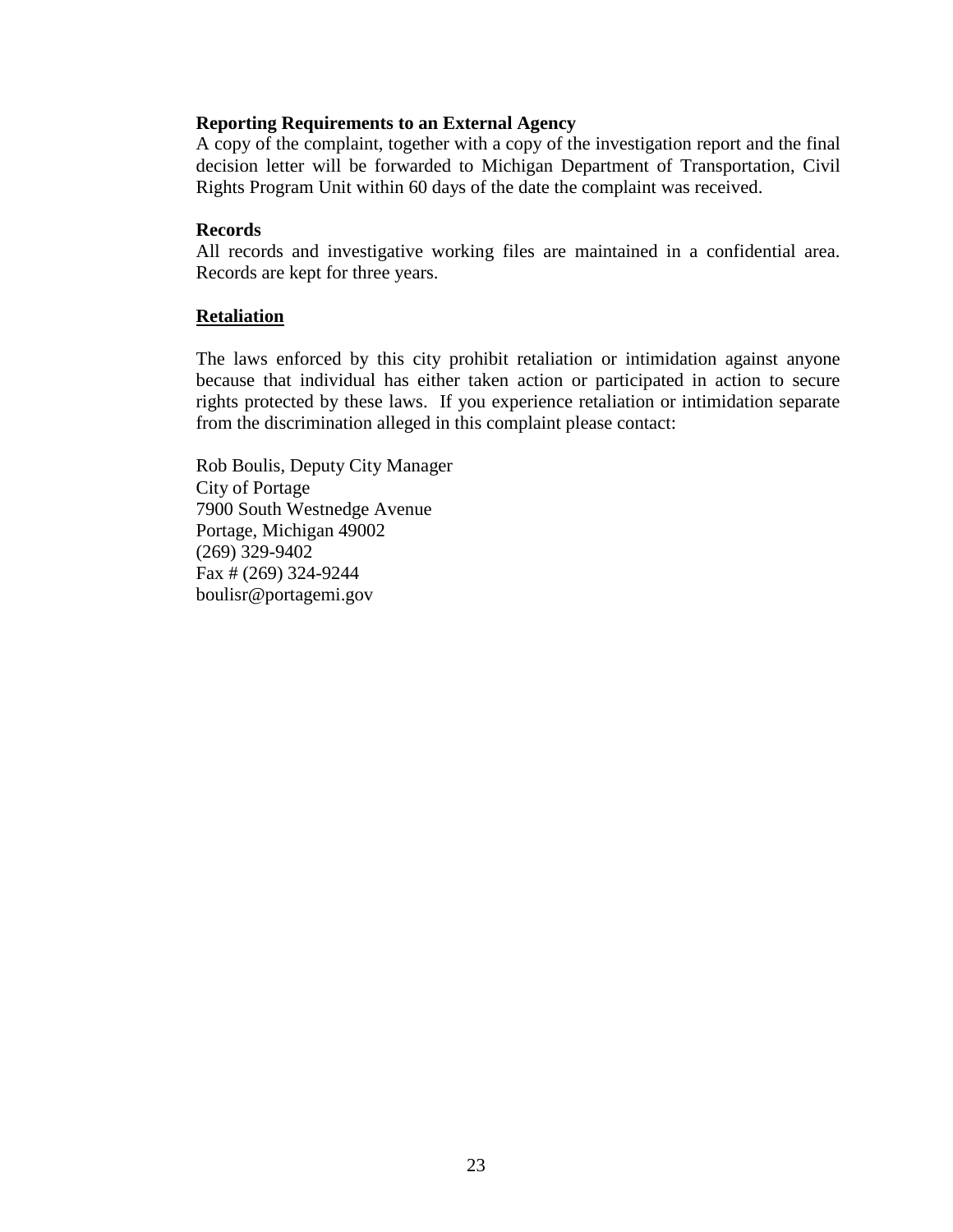**Reporting Requirements to an External Agency**

A copy of the complaint, together with a copy of the investigation report and the final decision letter will be forwarded to Michigan Department of Transportation, Civil Rights Program Unit within 60 days of the date the complaint was received.

**Records**

All records and investigative working files are maintained in a confidential area. Records are kept for three years.

**Retaliation**

The laws enforced by this city prohibit retaliation or intimidation against anyone because that individual has either taken action or participated in action to secure rights protected by these laws. If you experience retaliation or intimidation separate from the discrimination alleged in this complaint please contact:

Rob Boulis, Deputy City Manager
City of Portage
7900 South Westnedge Avenue
Portage, Michigan 49002
(269) 329-9402
Fax # (269) 324-9244
boulisr@portagemi.gov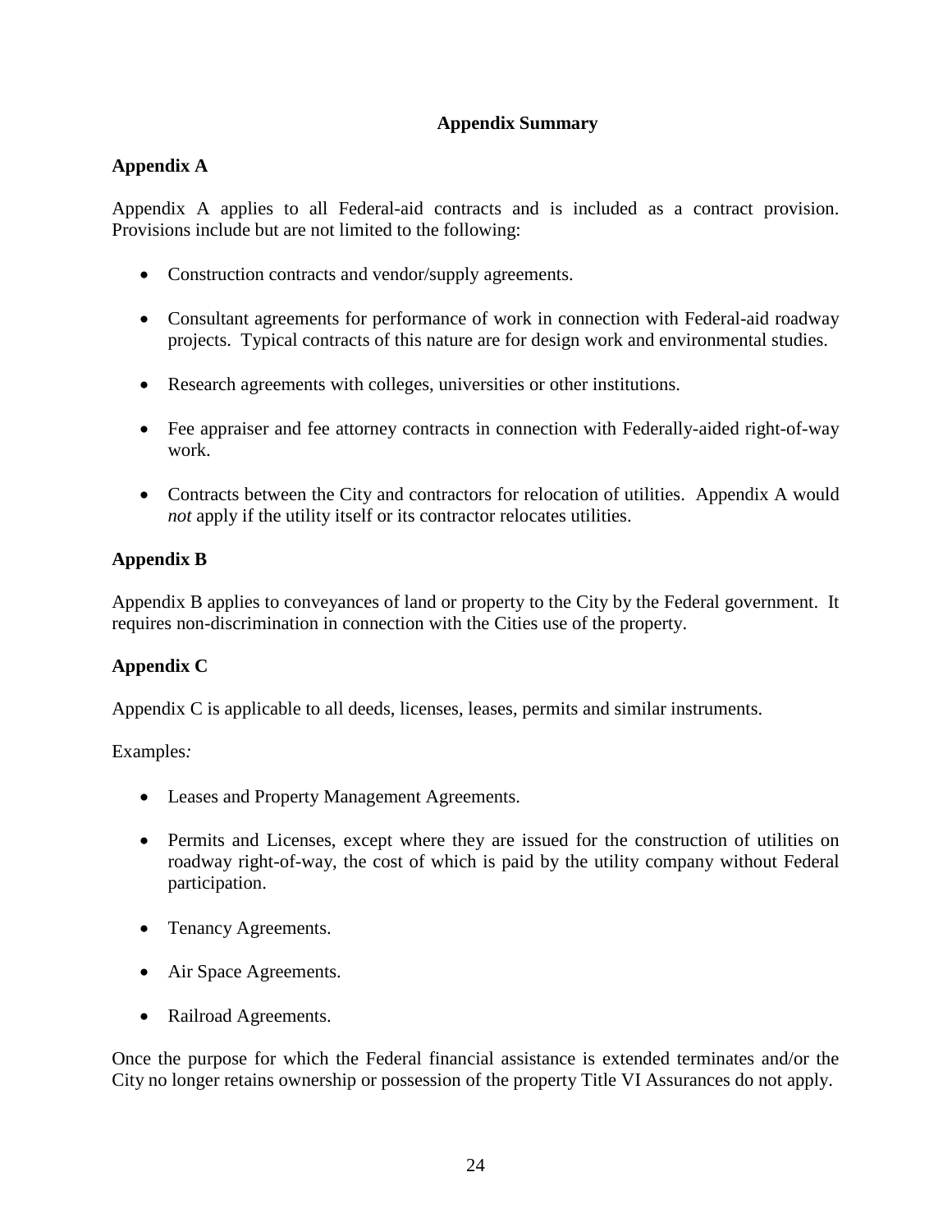## Appendix Summary

### Appendix A

Appendix A applies to all Federal-aid contracts and is included as a contract provision. Provisions include but are not limited to the following:

- Construction contracts and vendor/supply agreements.
- Consultant agreements for performance of work in connection with Federal-aid roadway projects. Typical contracts of this nature are for design work and environmental studies.
- Research agreements with colleges, universities or other institutions.
- Fee appraiser and fee attorney contracts in connection with Federally-aided right-of-way work.
- Contracts between the City and contractors for relocation of utilities. Appendix A would *not* apply if the utility itself or its contractor relocates utilities.

### Appendix B

Appendix B applies to conveyances of land or property to the City by the Federal government. It requires non-discrimination in connection with the Cities use of the property.

### Appendix C

Appendix C is applicable to all deeds, licenses, leases, permits and similar instruments.

Examples*:*

- Leases and Property Management Agreements.
- Permits and Licenses, except where they are issued for the construction of utilities on roadway right-of-way, the cost of which is paid by the utility company without Federal participation.
- Tenancy Agreements.
- Air Space Agreements.
- Railroad Agreements.

Once the purpose for which the Federal financial assistance is extended terminates and/or the City no longer retains ownership or possession of the property Title VI Assurances do not apply.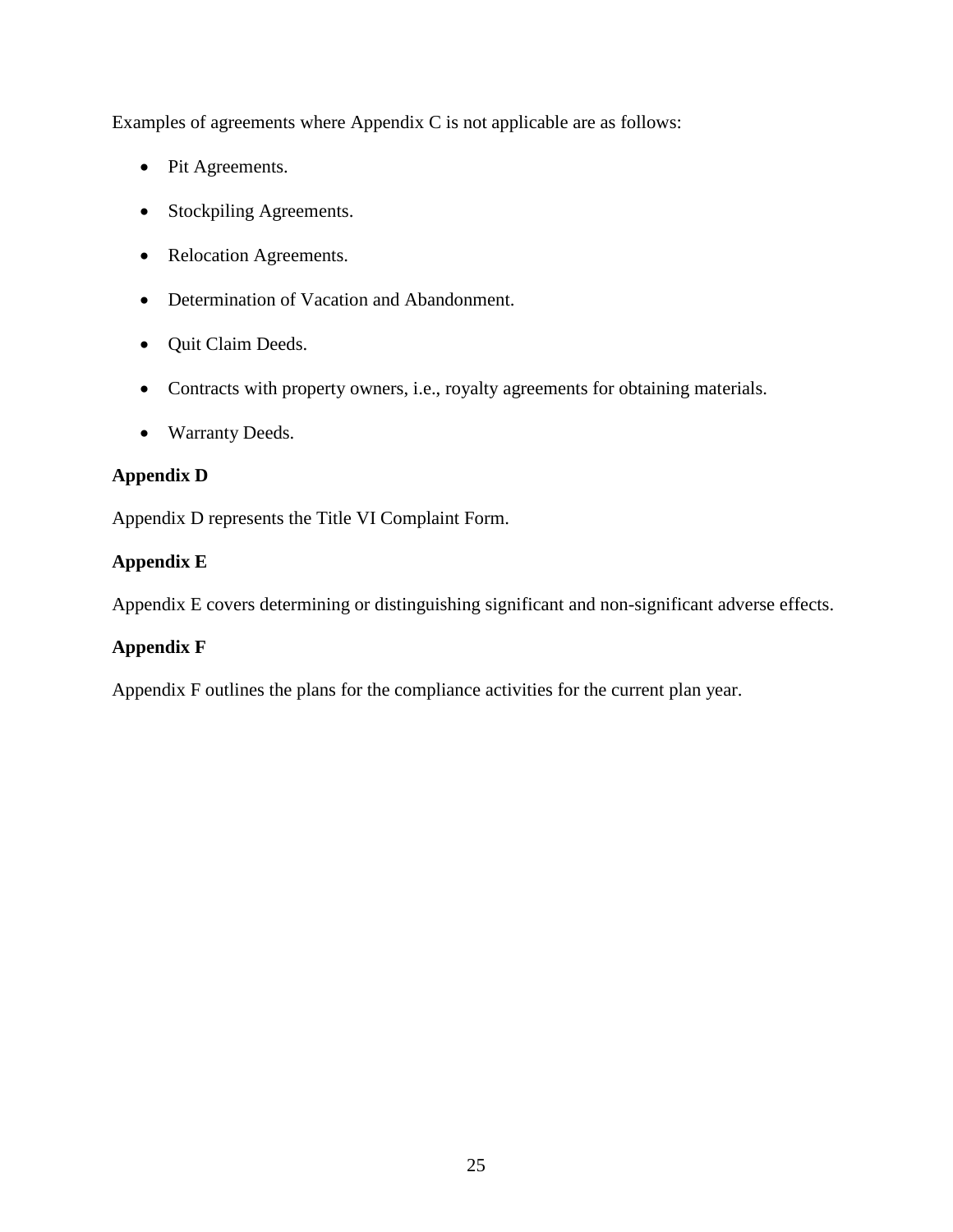Examples of agreements where Appendix C is not applicable are as follows:

- Pit Agreements.
- Stockpiling Agreements.
- Relocation Agreements.
- Determination of Vacation and Abandonment.
- Quit Claim Deeds.
- Contracts with property owners, i.e., royalty agreements for obtaining materials.
- Warranty Deeds.

**Appendix D**

Appendix D represents the Title VI Complaint Form.

**Appendix E**

Appendix E covers determining or distinguishing significant and non-significant adverse effects.

**Appendix F**

Appendix F outlines the plans for the compliance activities for the current plan year.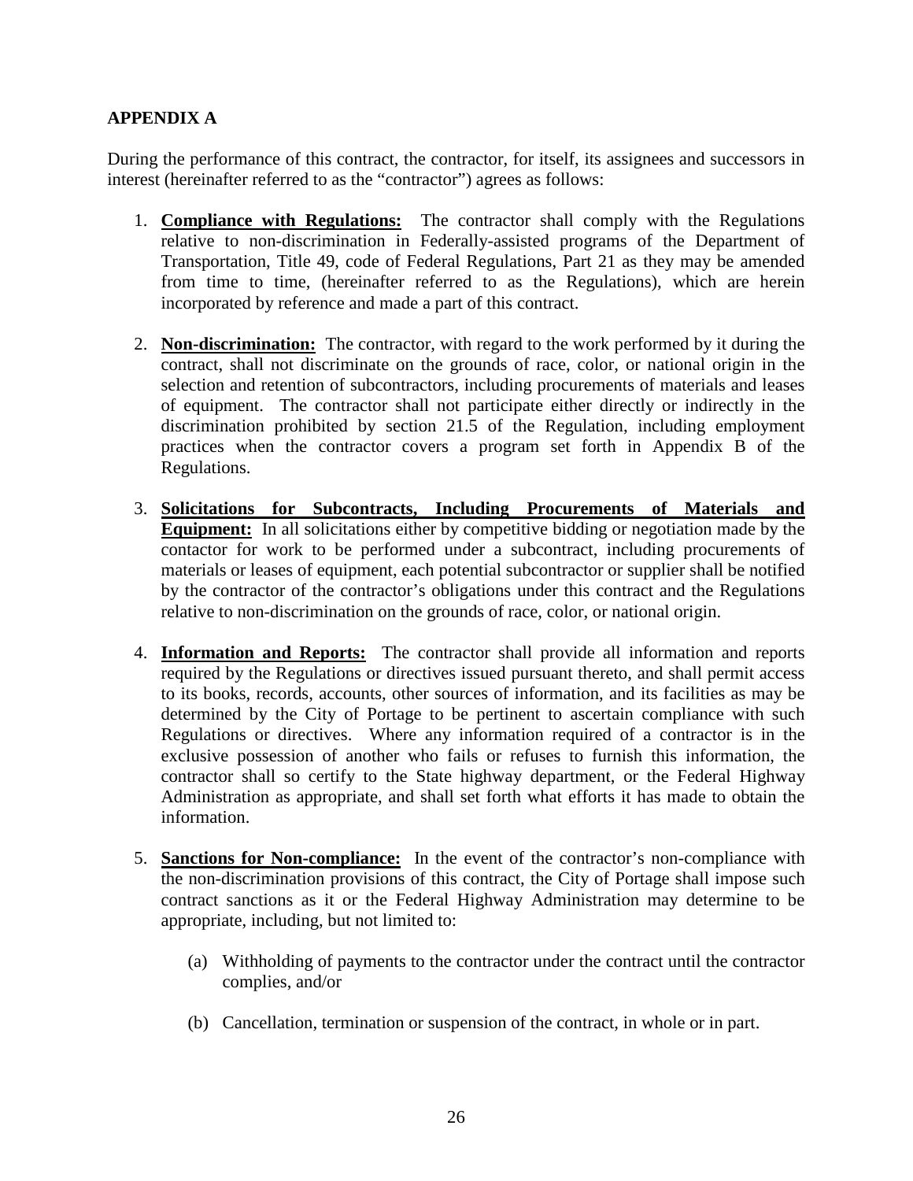**APPENDIX A**

During the performance of this contract, the contractor, for itself, its assignees and successors in interest (hereinafter referred to as the "contractor") agrees as follows:

1. **Compliance with Regulations:** The contractor shall comply with the Regulations relative to non-discrimination in Federally-assisted programs of the Department of Transportation, Title 49, code of Federal Regulations, Part 21 as they may be amended from time to time, (hereinafter referred to as the Regulations), which are herein incorporated by reference and made a part of this contract.

2. **Non-discrimination:** The contractor, with regard to the work performed by it during the contract, shall not discriminate on the grounds of race, color, or national origin in the selection and retention of subcontractors, including procurements of materials and leases of equipment. The contractor shall not participate either directly or indirectly in the discrimination prohibited by section 21.5 of the Regulation, including employment practices when the contractor covers a program set forth in Appendix B of the Regulations.

3. **Solicitations for Subcontracts, Including Procurements of Materials and Equipment:** In all solicitations either by competitive bidding or negotiation made by the contactor for work to be performed under a subcontract, including procurements of materials or leases of equipment, each potential subcontractor or supplier shall be notified by the contractor of the contractor's obligations under this contract and the Regulations relative to non-discrimination on the grounds of race, color, or national origin.

4. **Information and Reports:** The contractor shall provide all information and reports required by the Regulations or directives issued pursuant thereto, and shall permit access to its books, records, accounts, other sources of information, and its facilities as may be determined by the City of Portage to be pertinent to ascertain compliance with such Regulations or directives. Where any information required of a contractor is in the exclusive possession of another who fails or refuses to furnish this information, the contractor shall so certify to the State highway department, or the Federal Highway Administration as appropriate, and shall set forth what efforts it has made to obtain the information.

5. **Sanctions for Non-compliance:** In the event of the contractor's non-compliance with the non-discrimination provisions of this contract, the City of Portage shall impose such contract sanctions as it or the Federal Highway Administration may determine to be appropriate, including, but not limited to:

   (a) Withholding of payments to the contractor under the contract until the contractor complies, and/or

   (b) Cancellation, termination or suspension of the contract, in whole or in part.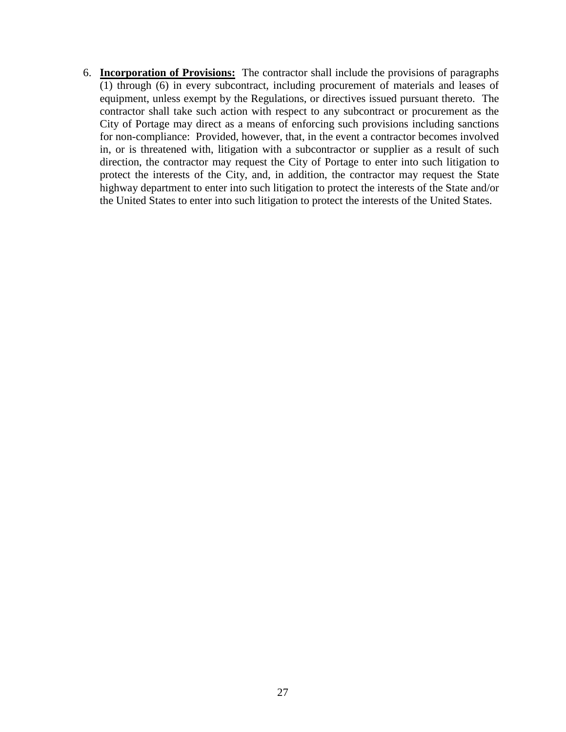6. **Incorporation of Provisions:** The contractor shall include the provisions of paragraphs (1) through (6) in every subcontract, including procurement of materials and leases of equipment, unless exempt by the Regulations, or directives issued pursuant thereto. The contractor shall take such action with respect to any subcontract or procurement as the City of Portage may direct as a means of enforcing such provisions including sanctions for non-compliance: Provided, however, that, in the event a contractor becomes involved in, or is threatened with, litigation with a subcontractor or supplier as a result of such direction, the contractor may request the City of Portage to enter into such litigation to protect the interests of the City, and, in addition, the contractor may request the State highway department to enter into such litigation to protect the interests of the State and/or the United States to enter into such litigation to protect the interests of the United States.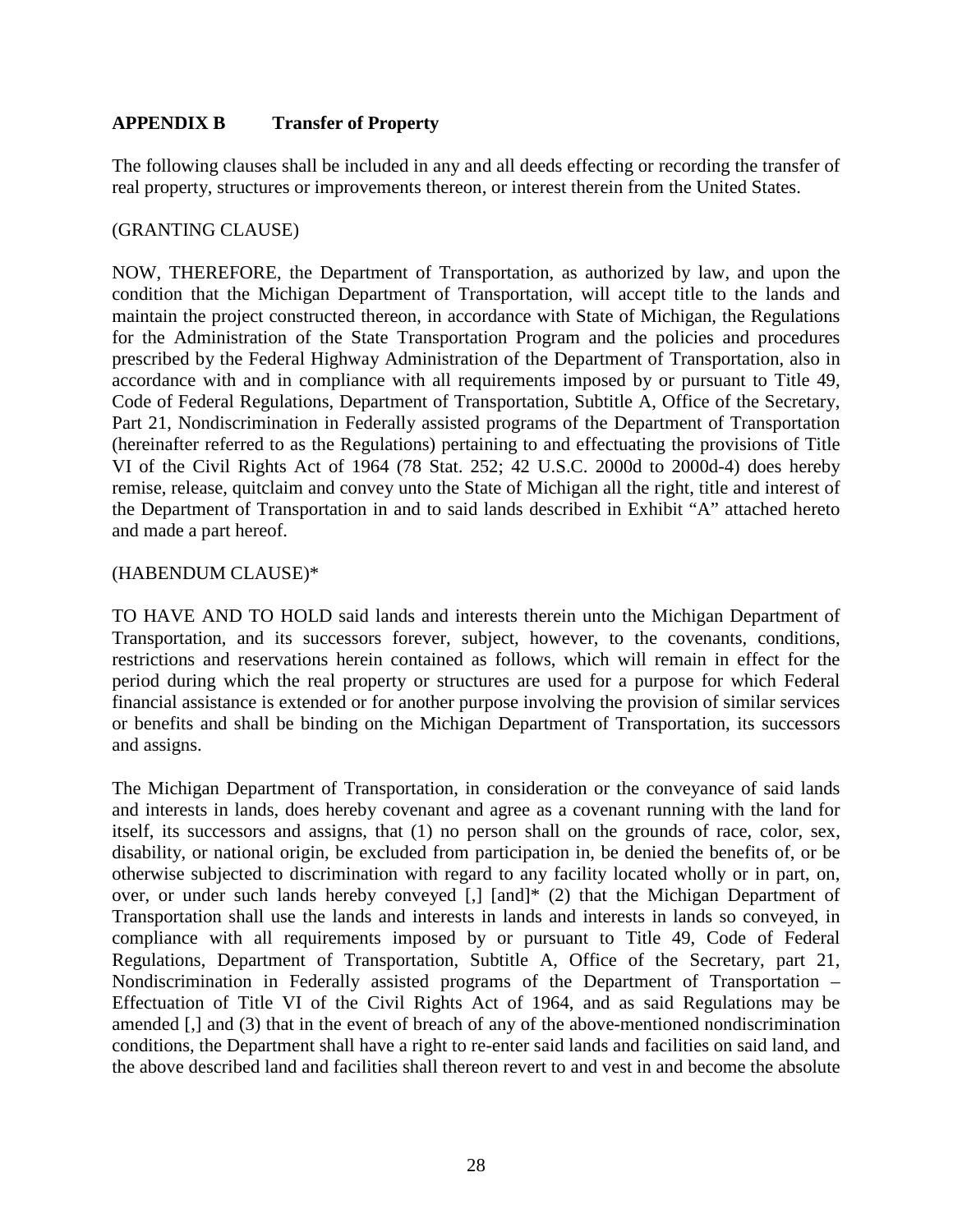## APPENDIX B Transfer of Property

The following clauses shall be included in any and all deeds effecting or recording the transfer of real property, structures or improvements thereon, or interest therein from the United States.

(GRANTING CLAUSE)

NOW, THEREFORE, the Department of Transportation, as authorized by law, and upon the condition that the Michigan Department of Transportation, will accept title to the lands and maintain the project constructed thereon, in accordance with State of Michigan, the Regulations for the Administration of the State Transportation Program and the policies and procedures prescribed by the Federal Highway Administration of the Department of Transportation, also in accordance with and in compliance with all requirements imposed by or pursuant to Title 49, Code of Federal Regulations, Department of Transportation, Subtitle A, Office of the Secretary, Part 21, Nondiscrimination in Federally assisted programs of the Department of Transportation (hereinafter referred to as the Regulations) pertaining to and effectuating the provisions of Title VI of the Civil Rights Act of 1964 (78 Stat. 252; 42 U.S.C. 2000d to 2000d-4) does hereby remise, release, quitclaim and convey unto the State of Michigan all the right, title and interest of the Department of Transportation in and to said lands described in Exhibit "A" attached hereto and made a part hereof.

(HABENDUM CLAUSE)*

TO HAVE AND TO HOLD said lands and interests therein unto the Michigan Department of Transportation, and its successors forever, subject, however, to the covenants, conditions, restrictions and reservations herein contained as follows, which will remain in effect for the period during which the real property or structures are used for a purpose for which Federal financial assistance is extended or for another purpose involving the provision of similar services or benefits and shall be binding on the Michigan Department of Transportation, its successors and assigns.

The Michigan Department of Transportation, in consideration or the conveyance of said lands and interests in lands, does hereby covenant and agree as a covenant running with the land for itself, its successors and assigns, that (1) no person shall on the grounds of race, color, sex, disability, or national origin, be excluded from participation in, be denied the benefits of, or be otherwise subjected to discrimination with regard to any facility located wholly or in part, on, over, or under such lands hereby conveyed [,] [and]* (2) that the Michigan Department of Transportation shall use the lands and interests in lands and interests in lands so conveyed, in compliance with all requirements imposed by or pursuant to Title 49, Code of Federal Regulations, Department of Transportation, Subtitle A, Office of the Secretary, part 21, Nondiscrimination in Federally assisted programs of the Department of Transportation – Effectuation of Title VI of the Civil Rights Act of 1964, and as said Regulations may be amended [,] and (3) that in the event of breach of any of the above-mentioned nondiscrimination conditions, the Department shall have a right to re-enter said lands and facilities on said land, and the above described land and facilities shall thereon revert to and vest in and become the absolute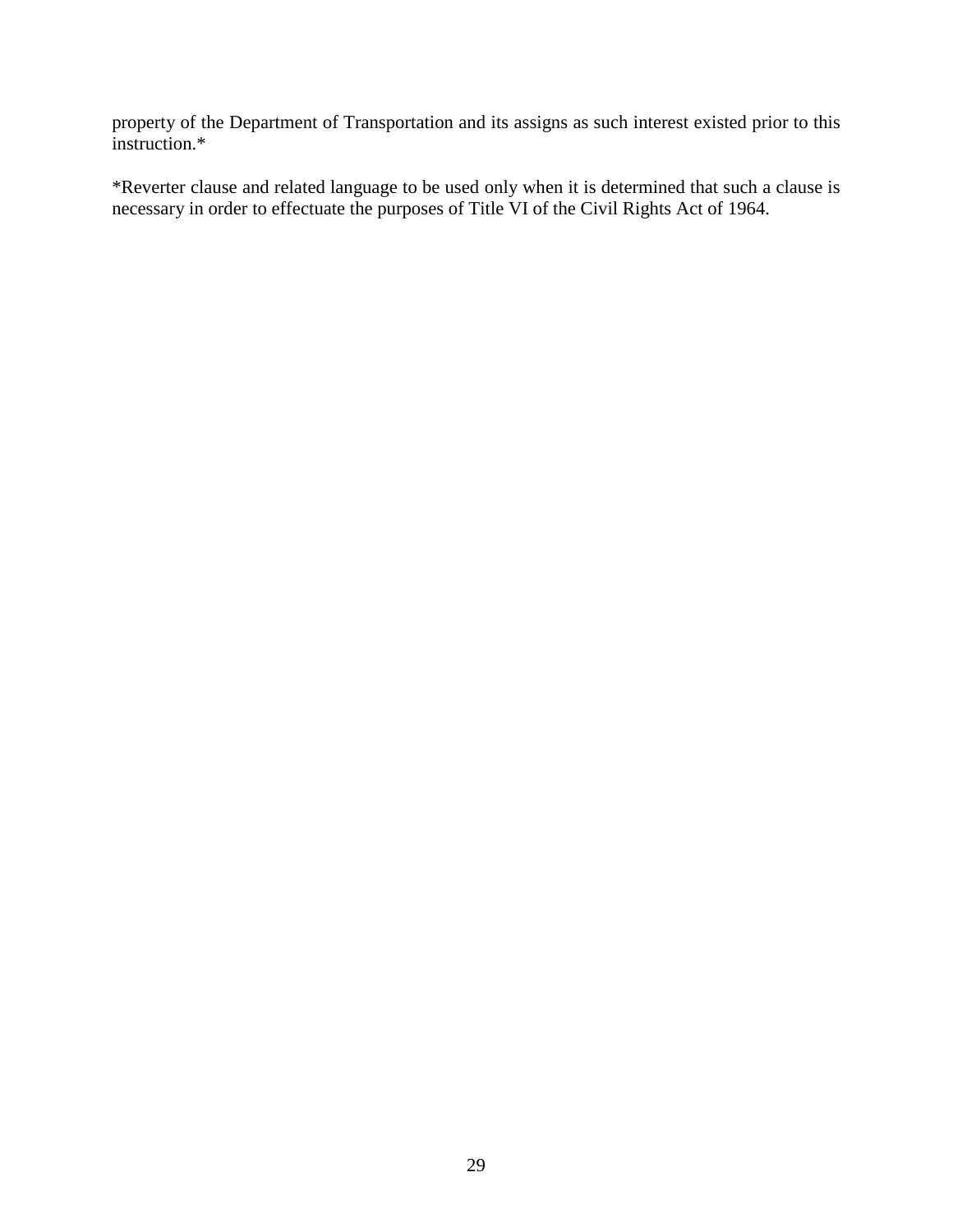property of the Department of Transportation and its assigns as such interest existed prior to this instruction.*

*Reverter clause and related language to be used only when it is determined that such a clause is necessary in order to effectuate the purposes of Title VI of the Civil Rights Act of 1964.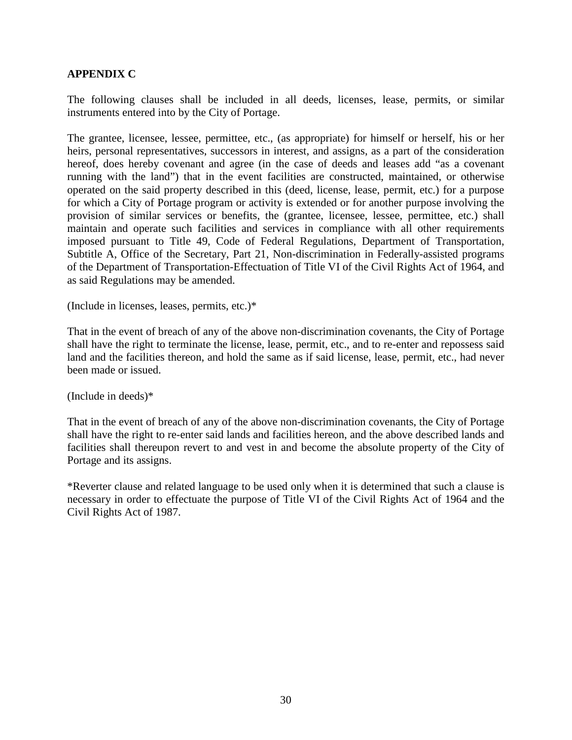**APPENDIX C**

The following clauses shall be included in all deeds, licenses, lease, permits, or similar instruments entered into by the City of Portage.

The grantee, licensee, lessee, permittee, etc., (as appropriate) for himself or herself, his or her heirs, personal representatives, successors in interest, and assigns, as a part of the consideration hereof, does hereby covenant and agree (in the case of deeds and leases add "as a covenant running with the land") that in the event facilities are constructed, maintained, or otherwise operated on the said property described in this (deed, license, lease, permit, etc.) for a purpose for which a City of Portage program or activity is extended or for another purpose involving the provision of similar services or benefits, the (grantee, licensee, lessee, permittee, etc.) shall maintain and operate such facilities and services in compliance with all other requirements imposed pursuant to Title 49, Code of Federal Regulations, Department of Transportation, Subtitle A, Office of the Secretary, Part 21, Non-discrimination in Federally-assisted programs of the Department of Transportation-Effectuation of Title VI of the Civil Rights Act of 1964, and as said Regulations may be amended.

(Include in licenses, leases, permits, etc.)*

That in the event of breach of any of the above non-discrimination covenants, the City of Portage shall have the right to terminate the license, lease, permit, etc., and to re-enter and repossess said land and the facilities thereon, and hold the same as if said license, lease, permit, etc., had never been made or issued.

(Include in deeds)*

That in the event of breach of any of the above non-discrimination covenants, the City of Portage shall have the right to re-enter said lands and facilities hereon, and the above described lands and facilities shall thereupon revert to and vest in and become the absolute property of the City of Portage and its assigns.

*Reverter clause and related language to be used only when it is determined that such a clause is necessary in order to effectuate the purpose of Title VI of the Civil Rights Act of 1964 and the Civil Rights Act of 1987.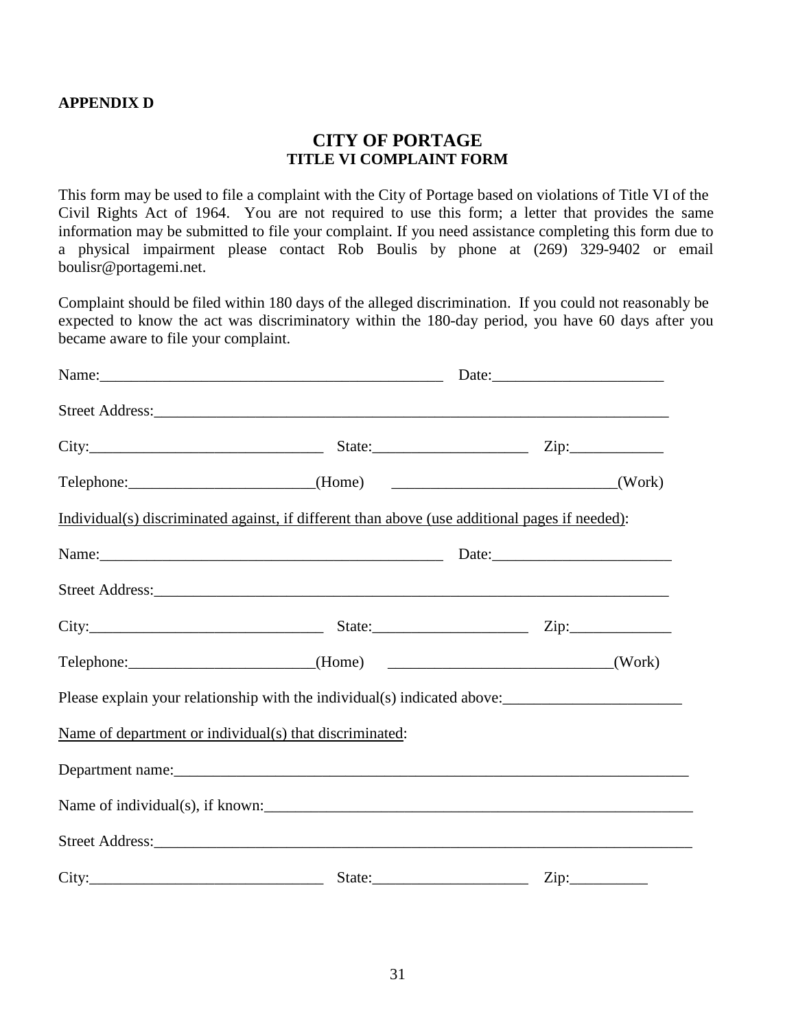**APPENDIX D**

## CITY OF PORTAGE
### TITLE VI COMPLAINT FORM

This form may be used to file a complaint with the City of Portage based on violations of Title VI of the Civil Rights Act of 1964. You are not required to use this form; a letter that provides the same information may be submitted to file your complaint. If you need assistance completing this form due to a physical impairment please contact Rob Boulis by phone at (269) 329-9402 or email boulisr@portagemi.net.

Complaint should be filed within 180 days of the alleged discrimination. If you could not reasonably be expected to know the act was discriminatory within the 180-day period, you have 60 days after you became aware to file your complaint.

Name:_____________________________________________ Date:______________________

Street Address:_____________________________________________________________________

City:______________________________ State:____________________ Zip:____________

Telephone:________________________(Home) ____________________________(Work)

Individual(s) discriminated against, if different than above (use additional pages if needed):

Name:_____________________________________________ Date:_______________________

Street Address:_____________________________________________________________________

City:______________________________ State:____________________ Zip:_____________

Telephone:________________________(Home) ____________________________(Work)

Please explain your relationship with the individual(s) indicated above:_______________________

Name of department or individual(s) that discriminated:

Department name:____________________________________________________________________

Name of individual(s), if known:________________________________________________________

Street Address:_______________________________________________________________________

City:______________________________ State:____________________ Zip:__________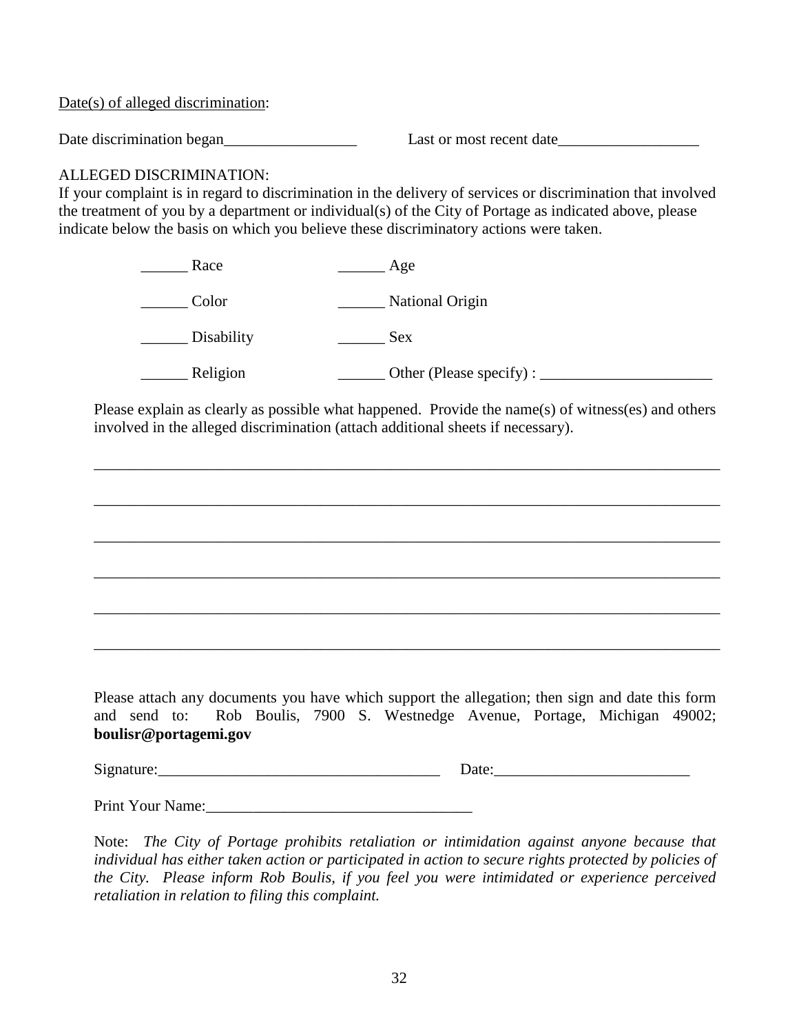Date(s) of alleged discrimination:

Date discrimination began_________________ Last or most recent date__________________

ALLEGED DISCRIMINATION:
If your complaint is in regard to discrimination in the delivery of services or discrimination that involved the treatment of you by a department or individual(s) of the City of Portage as indicated above, please indicate below the basis on which you believe these discriminatory actions were taken.

______ Race ______ Age

______ Color ______ National Origin

______ Disability ______ Sex

______ Religion ______ Other (Please specify) : ______________________

Please explain as clearly as possible what happened. Provide the name(s) of witness(es) and others involved in the alleged discrimination (attach additional sheets if necessary).

________________________________________________________________________________

________________________________________________________________________________

________________________________________________________________________________

________________________________________________________________________________

________________________________________________________________________________

________________________________________________________________________________

Please attach any documents you have which support the allegation; then sign and date this form and send to: Rob Boulis, 7900 S. Westnedge Avenue, Portage, Michigan 49002; **boulisr@portagemi.gov**

Signature:___________________________________ Date:_________________________

Print Your Name:__________________________________

Note: *The City of Portage prohibits retaliation or intimidation against anyone because that individual has either taken action or participated in action to secure rights protected by policies of the City. Please inform Rob Boulis, if you feel you were intimidated or experience perceived retaliation in relation to filing this complaint.*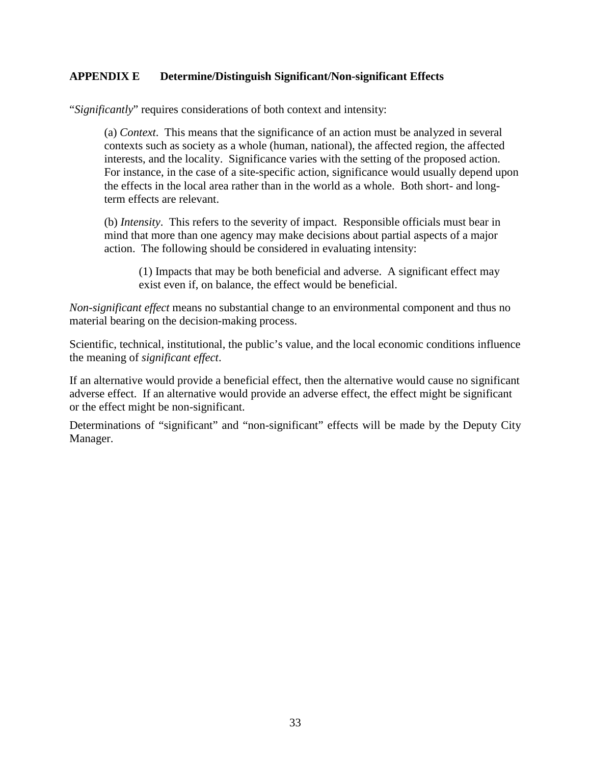## APPENDIX E Determine/Distinguish Significant/Non-significant Effects

"*Significantly*" requires considerations of both context and intensity:

> (a) *Context*. This means that the significance of an action must be analyzed in several contexts such as society as a whole (human, national), the affected region, the affected interests, and the locality. Significance varies with the setting of the proposed action. For instance, in the case of a site-specific action, significance would usually depend upon the effects in the local area rather than in the world as a whole. Both short- and long-term effects are relevant.
>
> (b) *Intensity*. This refers to the severity of impact. Responsible officials must bear in mind that more than one agency may make decisions about partial aspects of a major action. The following should be considered in evaluating intensity:
>
> > (1) Impacts that may be both beneficial and adverse. A significant effect may exist even if, on balance, the effect would be beneficial.

*Non-significant effect* means no substantial change to an environmental component and thus no material bearing on the decision-making process.

Scientific, technical, institutional, the public's value, and the local economic conditions influence the meaning of *significant effect*.

If an alternative would provide a beneficial effect, then the alternative would cause no significant adverse effect. If an alternative would provide an adverse effect, the effect might be significant or the effect might be non-significant.

Determinations of "significant" and "non-significant" effects will be made by the Deputy City Manager.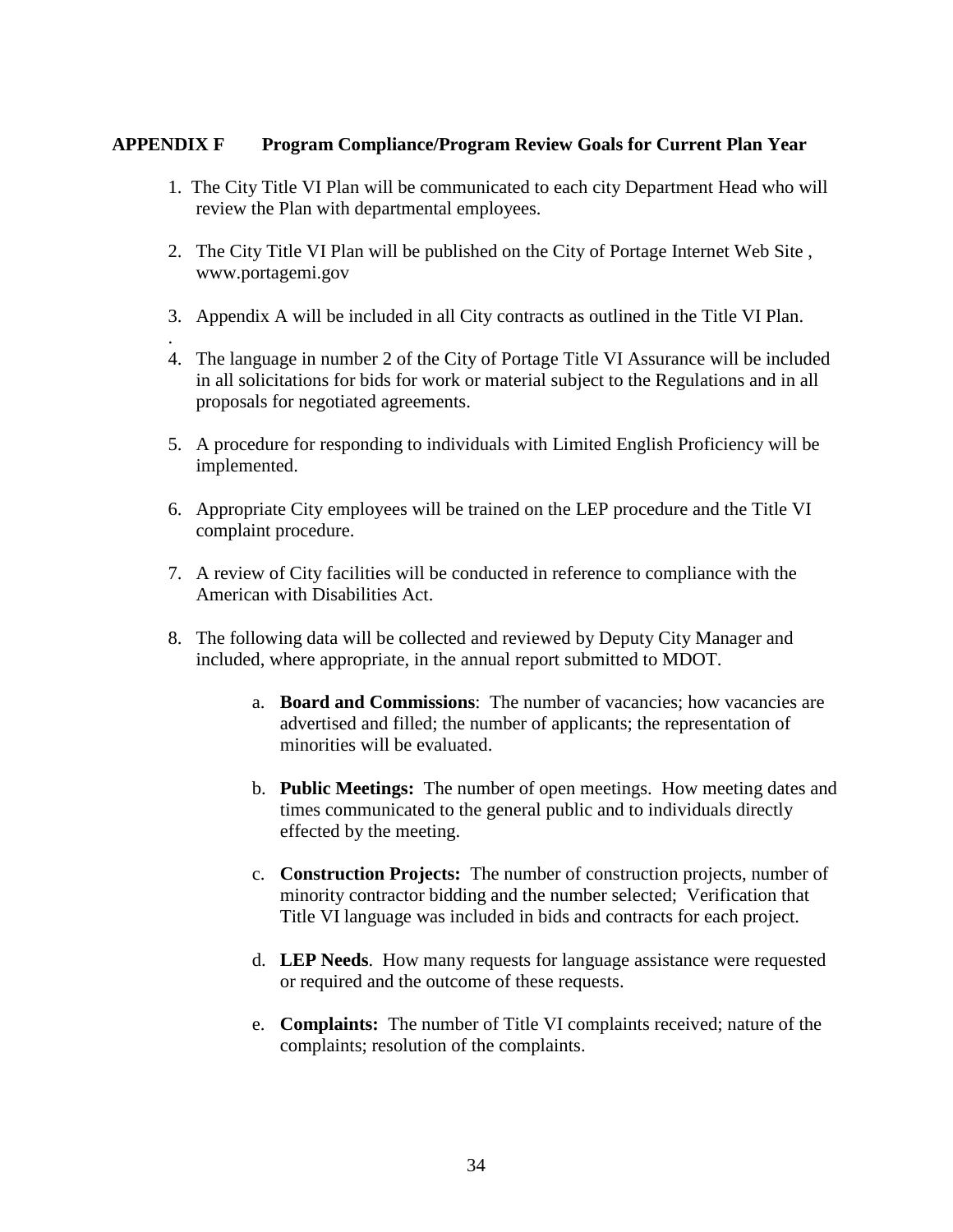## APPENDIX F Program Compliance/Program Review Goals for Current Plan Year

1. The City Title VI Plan will be communicated to each city Department Head who will review the Plan with departmental employees.

2. The City Title VI Plan will be published on the City of Portage Internet Web Site , www.portagemi.gov

3. Appendix A will be included in all City contracts as outlined in the Title VI Plan.
.
4. The language in number 2 of the City of Portage Title VI Assurance will be included in all solicitations for bids for work or material subject to the Regulations and in all proposals for negotiated agreements.

5. A procedure for responding to individuals with Limited English Proficiency will be implemented.

6. Appropriate City employees will be trained on the LEP procedure and the Title VI complaint procedure.

7. A review of City facilities will be conducted in reference to compliance with the American with Disabilities Act.

8. The following data will be collected and reviewed by Deputy City Manager and included, where appropriate, in the annual report submitted to MDOT.

   a. **Board and Commissions**: The number of vacancies; how vacancies are advertised and filled; the number of applicants; the representation of minorities will be evaluated.

   b. **Public Meetings:** The number of open meetings. How meeting dates and times communicated to the general public and to individuals directly effected by the meeting.

   c. **Construction Projects:** The number of construction projects, number of minority contractor bidding and the number selected; Verification that Title VI language was included in bids and contracts for each project.

   d. **LEP Needs**. How many requests for language assistance were requested or required and the outcome of these requests.

   e. **Complaints:** The number of Title VI complaints received; nature of the complaints; resolution of the complaints.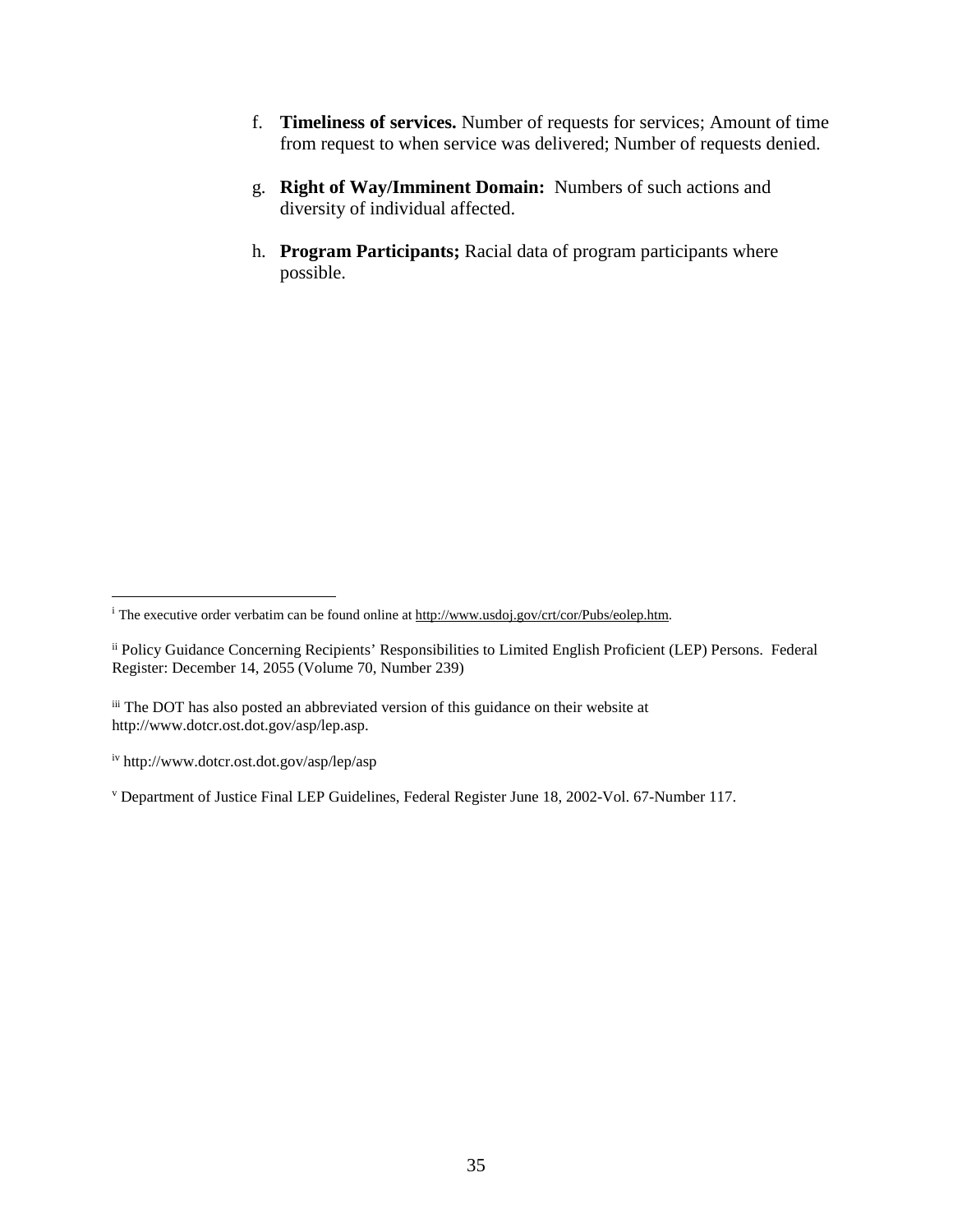f. **Timeliness of services.** Number of requests for services; Amount of time from request to when service was delivered; Number of requests denied.

g. **Right of Way/Imminent Domain:** Numbers of such actions and diversity of individual affected.

h. **Program Participants;** Racial data of program participants where possible.

---

[i] The executive order verbatim can be found online at http://www.usdoj.gov/crt/cor/Pubs/eolep.htm.

[ii] Policy Guidance Concerning Recipients' Responsibilities to Limited English Proficient (LEP) Persons. Federal Register: December 14, 2055 (Volume 70, Number 239)

[iii] The DOT has also posted an abbreviated version of this guidance on their website at http://www.dotcr.ost.dot.gov/asp/lep.asp.

[iv] http://www.dotcr.ost.dot.gov/asp/lep/asp

[v] Department of Justice Final LEP Guidelines, Federal Register June 18, 2002-Vol. 67-Number 117.